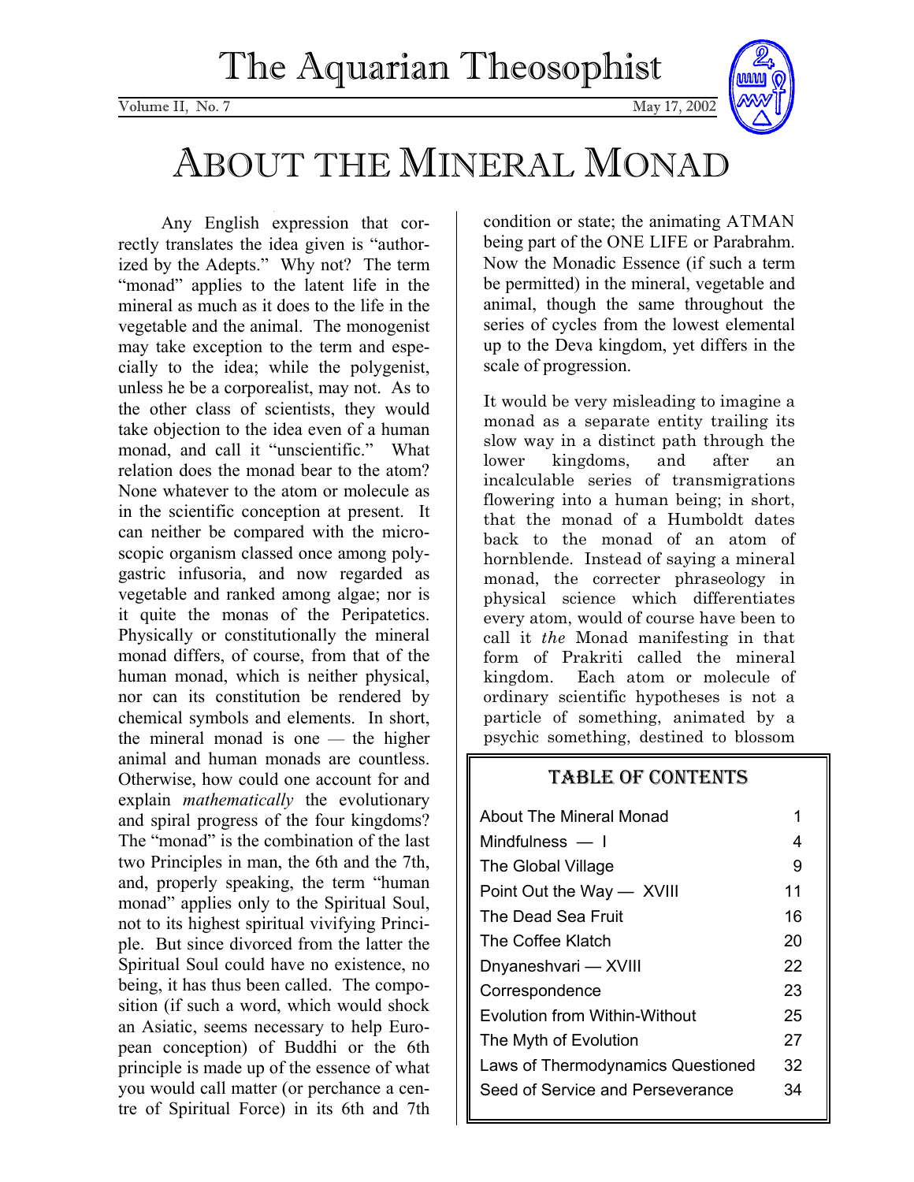# The Aquarian Theosophist

Volume II, No. 7 May 17, 2002

# ABOUT THE MINERAL MONAD

Any English expression that correctly translates the idea given is "authorized by the Adepts." Why not? The term "monad" applies to the latent life in the mineral as much as it does to the life in the vegetable and the animal. The monogenist may take exception to the term and especially to the idea; while the polygenist, unless he be a corporealist, may not. As to the other class of scientists, they would take objection to the idea even of a human monad, and call it "unscientific." What relation does the monad bear to the atom? None whatever to the atom or molecule as in the scientific conception at present. It can neither be compared with the microscopic organism classed once among polygastric infusoria, and now regarded as vegetable and ranked among algae; nor is it quite the monas of the Peripatetics. Physically or constitutionally the mineral monad differs, of course, from that of the human monad, which is neither physical, nor can its constitution be rendered by chemical symbols and elements. In short, the mineral monad is one — the higher animal and human monads are countless. Otherwise, how could one account for and explain *mathematically* the evolutionary and spiral progress of the four kingdoms? The "monad" is the combination of the last two Principles in man, the 6th and the 7th, and, properly speaking, the term "human monad" applies only to the Spiritual Soul, not to its highest spiritual vivifying Principle. But since divorced from the latter the Spiritual Soul could have no existence, no being, it has thus been called. The composition (if such a word, which would shock an Asiatic, seems necessary to help European conception) of Buddhi or the 6th principle is made up of the essence of what you would call matter (or perchance a centre of Spiritual Force) in its 6th and 7th condition or state; the animating ATMAN being part of the ONE LIFE or Parabrahm. Now the Monadic Essence (if such a term be permitted) in the mineral, vegetable and animal, though the same throughout the series of cycles from the lowest elemental up to the Deva kingdom, yet differs in the scale of progression.

It would be very misleading to imagine a monad as a separate entity trailing its slow way in a distinct path through the lower kingdoms, and after an incalculable series of transmigrations flowering into a human being; in short, that the monad of a Humboldt dates back to the monad of an atom of hornblende. Instead of saying a mineral monad, the correcter phraseology in physical science which differentiates every atom, would of course have been to call it *the* Monad manifesting in that form of Prakriti called the mineral kingdom. Each atom or molecule of ordinary scientific hypotheses is not a particle of something, animated by a psychic something, destined to blossom

## TABLE OF CONTENTS

| | |
|---|---|
| About The Mineral Monad | 1 |
| Mindfulness — I | 4 |
| The Global Village | 9 |
| Point Out the Way — XVIII | 11 |
| The Dead Sea Fruit | 16 |
| The Coffee Klatch | 20 |
| Dnyaneshvari — XVIII | 22 |
| Correspondence | 23 |
| Evolution from Within-Without | 25 |
| The Myth of Evolution | 27 |
| Laws of Thermodynamics Questioned | 32 |
| Seed of Service and Perseverance | 34 |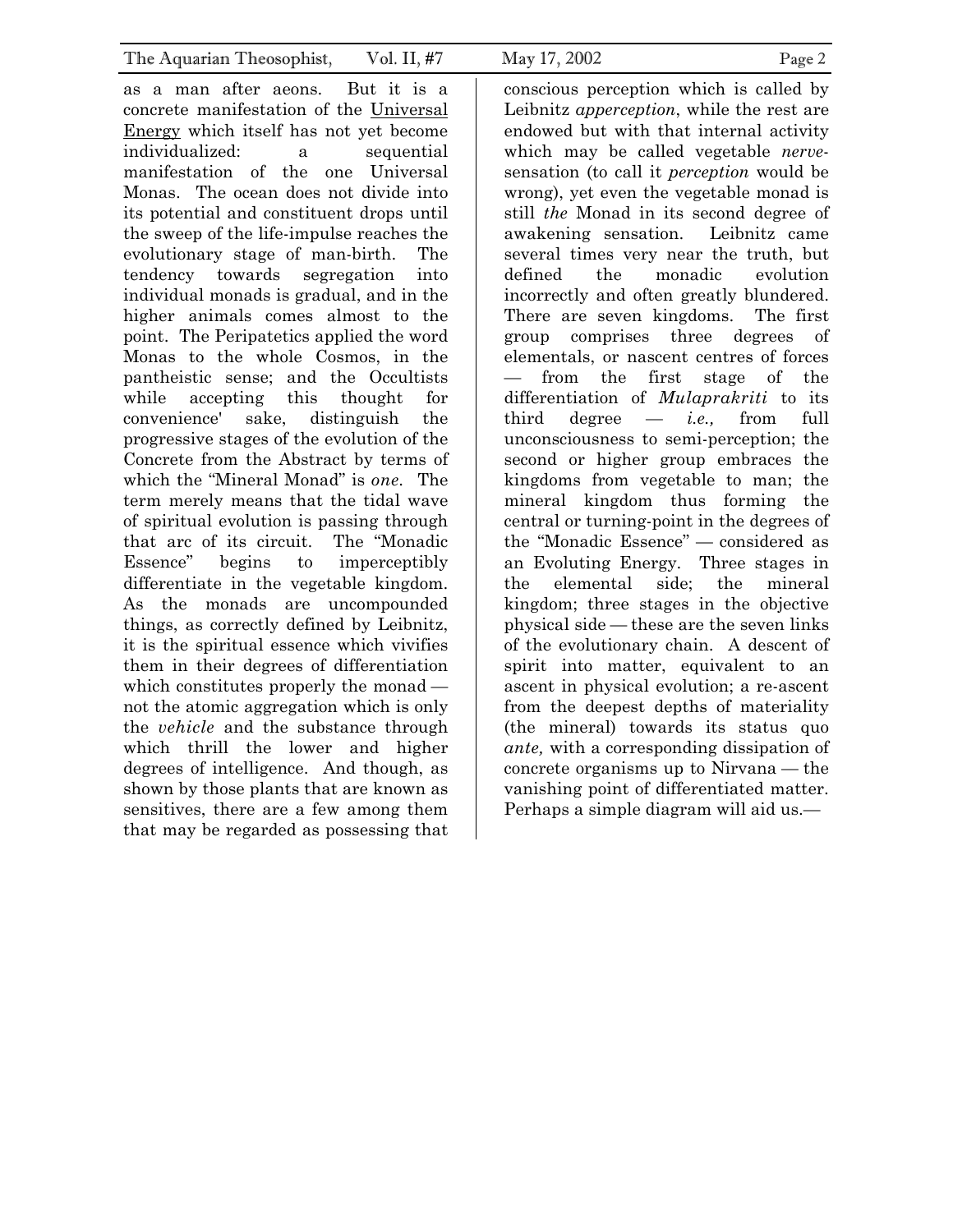as a man after aeons. But it is a concrete manifestation of the Universal Energy which itself has not yet become individualized: a sequential manifestation of the one Universal Monas. The ocean does not divide into its potential and constituent drops until the sweep of the life-impulse reaches the evolutionary stage of man-birth. The tendency towards segregation into individual monads is gradual, and in the higher animals comes almost to the point. The Peripatetics applied the word Monas to the whole Cosmos, in the pantheistic sense; and the Occultists while accepting this thought for convenience' sake, distinguish the progressive stages of the evolution of the Concrete from the Abstract by terms of which the "Mineral Monad" is *one*. The term merely means that the tidal wave of spiritual evolution is passing through that arc of its circuit. The "Monadic Essence" begins to imperceptibly differentiate in the vegetable kingdom. As the monads are uncompounded things, as correctly defined by Leibnitz, it is the spiritual essence which vivifies them in their degrees of differentiation which constitutes properly the monad — not the atomic aggregation which is only the *vehicle* and the substance through which thrill the lower and higher degrees of intelligence. And though, as shown by those plants that are known as sensitives, there are a few among them that may be regarded as possessing that conscious perception which is called by Leibnitz *apperception*, while the rest are endowed but with that internal activity which may be called vegetable *nerve*-sensation (to call it *perception* would be wrong), yet even the vegetable monad is still *the* Monad in its second degree of awakening sensation. Leibnitz came several times very near the truth, but defined the monadic evolution incorrectly and often greatly blundered. There are seven kingdoms. The first group comprises three degrees of elementals, or nascent centres of forces — from the first stage of the differentiation of *Mulaprakriti* to its third degree — *i.e.,* from full unconsciousness to semi-perception; the second or higher group embraces the kingdoms from vegetable to man; the mineral kingdom thus forming the central or turning-point in the degrees of the "Monadic Essence" — considered as an Evoluting Energy. Three stages in the elemental side; the mineral kingdom; three stages in the objective physical side — these are the seven links of the evolutionary chain. A descent of spirit into matter, equivalent to an ascent in physical evolution; a re-ascent from the deepest depths of materiality (the mineral) towards its status quo *ante,* with a corresponding dissipation of concrete organisms up to Nirvana — the vanishing point of differentiated matter. Perhaps a simple diagram will aid us.—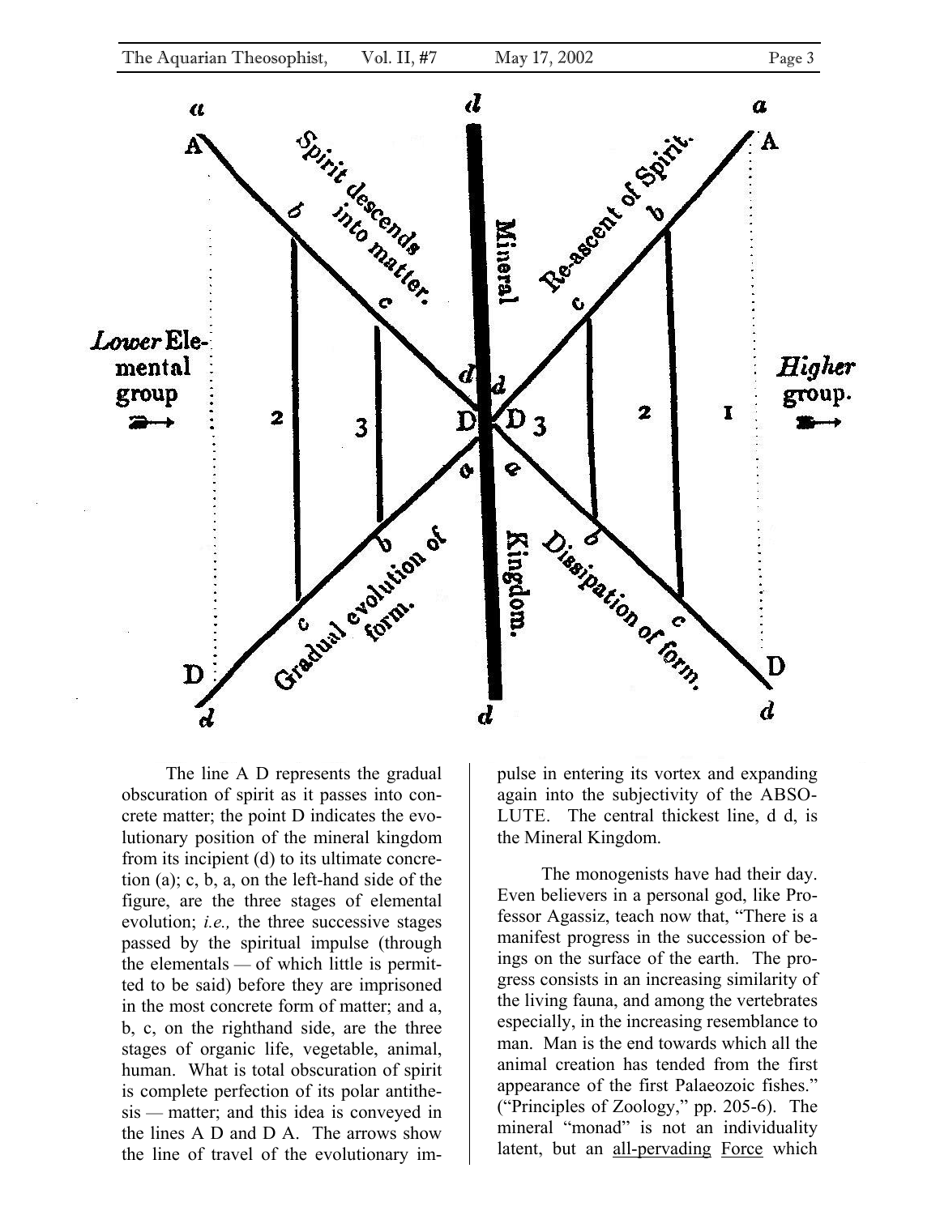The line A D represents the gradual obscuration of spirit as it passes into concrete matter; the point D indicates the evolutionary position of the mineral kingdom from its incipient (d) to its ultimate concretion (a); c, b, a, on the left-hand side of the figure, are the three stages of elemental evolution; *i.e.,* the three successive stages passed by the spiritual impulse (through the elementals — of which little is permitted to be said) before they are imprisoned in the most concrete form of matter; and a, b, c, on the righthand side, are the three stages of organic life, vegetable, animal, human. What is total obscuration of spirit is complete perfection of its polar antithesis — matter; and this idea is conveyed in the lines A D and D A. The arrows show the line of travel of the evolutionary impulse in entering its vortex and expanding again into the subjectivity of the ABSOLUTE. The central thickest line, d d, is the Mineral Kingdom.

The monogenists have had their day. Even believers in a personal god, like Professor Agassiz, teach now that, "There is a manifest progress in the succession of beings on the surface of the earth. The progress consists in an increasing similarity of the living fauna, and among the vertebrates especially, in the increasing resemblance to man. Man is the end towards which all the animal creation has tended from the first appearance of the first Palaeozoic fishes." ("Principles of Zoology," pp. 205-6). The mineral "monad" is not an individuality latent, but an <u>all-pervading</u> <u>Force</u> which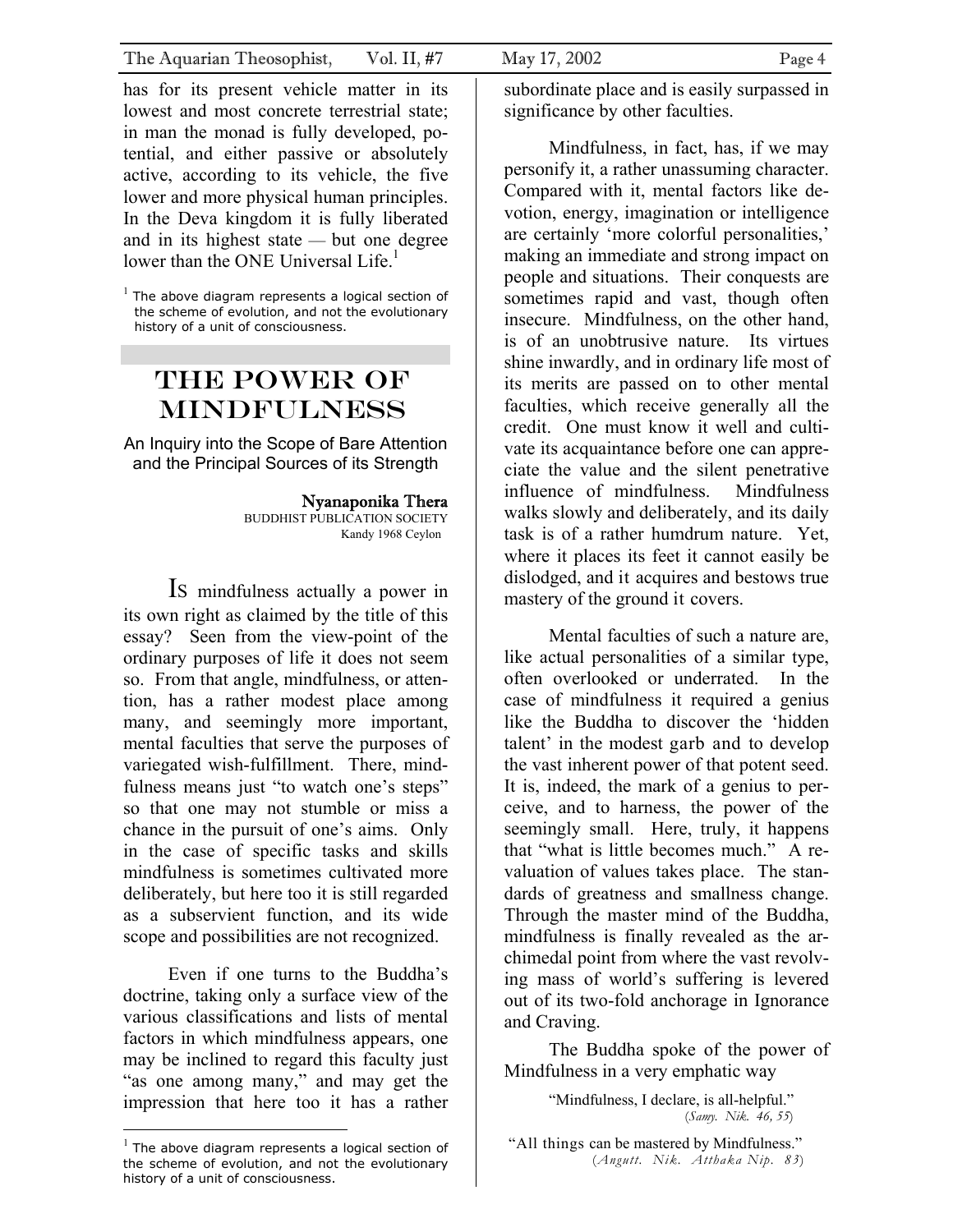has for its present vehicle matter in its lowest and most concrete terrestrial state; in man the monad is fully developed, potential, and either passive or absolutely active, according to its vehicle, the five lower and more physical human principles. In the Deva kingdom it is fully liberated and in its highest state — but one degree lower than the ONE Universal Life.[1]

[1] The above diagram represents a logical section of the scheme of evolution, and not the evolutionary history of a unit of consciousness.

# THE POWER OF MINDFULNESS

An Inquiry into the Scope of Bare Attention and the Principal Sources of its Strength

**Nyanaponika Thera**
BUDDHIST PUBLICATION SOCIETY
Kandy 1968 Ceylon

IS mindfulness actually a power in its own right as claimed by the title of this essay? Seen from the view-point of the ordinary purposes of life it does not seem so. From that angle, mindfulness, or attention, has a rather modest place among many, and seemingly more important, mental faculties that serve the purposes of variegated wish-fulfillment. There, mindfulness means just "to watch one's steps" so that one may not stumble or miss a chance in the pursuit of one's aims. Only in the case of specific tasks and skills mindfulness is sometimes cultivated more deliberately, but here too it is still regarded as a subservient function, and its wide scope and possibilities are not recognized.

Even if one turns to the Buddha's doctrine, taking only a surface view of the various classifications and lists of mental factors in which mindfulness appears, one may be inclined to regard this faculty just "as one among many," and may get the impression that here too it has a rather subordinate place and is easily surpassed in significance by other faculties.

Mindfulness, in fact, has, if we may personify it, a rather unassuming character. Compared with it, mental factors like devotion, energy, imagination or intelligence are certainly 'more colorful personalities,' making an immediate and strong impact on people and situations. Their conquests are sometimes rapid and vast, though often insecure. Mindfulness, on the other hand, is of an unobtrusive nature. Its virtues shine inwardly, and in ordinary life most of its merits are passed on to other mental faculties, which receive generally all the credit. One must know it well and cultivate its acquaintance before one can appreciate the value and the silent penetrative influence of mindfulness. Mindfulness walks slowly and deliberately, and its daily task is of a rather humdrum nature. Yet, where it places its feet it cannot easily be dislodged, and it acquires and bestows true mastery of the ground it covers.

Mental faculties of such a nature are, like actual personalities of a similar type, often overlooked or underrated. In the case of mindfulness it required a genius like the Buddha to discover the 'hidden talent' in the modest garb and to develop the vast inherent power of that potent seed. It is, indeed, the mark of a genius to perceive, and to harness, the power of the seemingly small. Here, truly, it happens that "what is little becomes much." A revaluation of values takes place. The standards of greatness and smallness change. Through the master mind of the Buddha, mindfulness is finally revealed as the archimedal point from where the vast revolving mass of world's suffering is levered out of its two-fold anchorage in Ignorance and Craving.

The Buddha spoke of the power of Mindfulness in a very emphatic way

"Mindfulness, I declare, is all-helpful."
(*Samy. Nik. 46, 55*)

"All things can be mastered by Mindfulness."
(*Angutt. Nik. Atthaka Nip. 83*)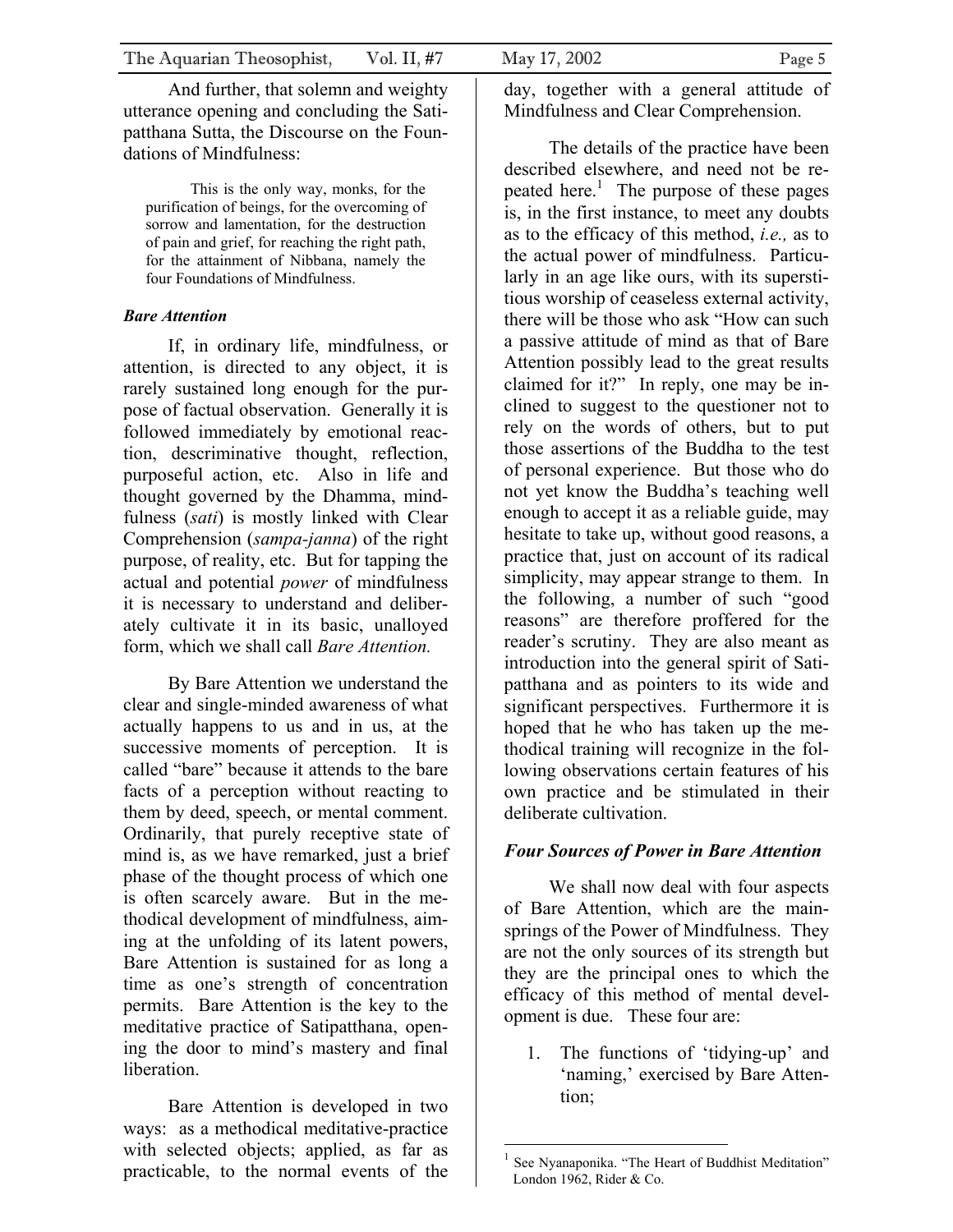And further, that solemn and weighty utterance opening and concluding the Satipatthana Sutta, the Discourse on the Foundations of Mindfulness:

> This is the only way, monks, for the purification of beings, for the overcoming of sorrow and lamentation, for the destruction of pain and grief, for reaching the right path, for the attainment of Nibbana, namely the four Foundations of Mindfulness.

***Bare Attention***

If, in ordinary life, mindfulness, or attention, is directed to any object, it is rarely sustained long enough for the purpose of factual observation. Generally it is followed immediately by emotional reaction, descriminative thought, reflection, purposeful action, etc. Also in life and thought governed by the Dhamma, mindfulness (*sati*) is mostly linked with Clear Comprehension (*sampa-janna*) of the right purpose, of reality, etc. But for tapping the actual and potential *power* of mindfulness it is necessary to understand and deliberately cultivate it in its basic, unalloyed form, which we shall call *Bare Attention.*

By Bare Attention we understand the clear and single-minded awareness of what actually happens to us and in us, at the successive moments of perception. It is called "bare" because it attends to the bare facts of a perception without reacting to them by deed, speech, or mental comment. Ordinarily, that purely receptive state of mind is, as we have remarked, just a brief phase of the thought process of which one is often scarcely aware. But in the methodical development of mindfulness, aiming at the unfolding of its latent powers, Bare Attention is sustained for as long a time as one's strength of concentration permits. Bare Attention is the key to the meditative practice of Satipatthana, opening the door to mind's mastery and final liberation.

Bare Attention is developed in two ways: as a methodical meditative-practice with selected objects; applied, as far as practicable, to the normal events of the day, together with a general attitude of Mindfulness and Clear Comprehension.

The details of the practice have been described elsewhere, and need not be repeated here.[1] The purpose of these pages is, in the first instance, to meet any doubts as to the efficacy of this method, *i.e.,* as to the actual power of mindfulness. Particularly in an age like ours, with its superstitious worship of ceaseless external activity, there will be those who ask "How can such a passive attitude of mind as that of Bare Attention possibly lead to the great results claimed for it?" In reply, one may be inclined to suggest to the questioner not to rely on the words of others, but to put those assertions of the Buddha to the test of personal experience. But those who do not yet know the Buddha's teaching well enough to accept it as a reliable guide, may hesitate to take up, without good reasons, a practice that, just on account of its radical simplicity, may appear strange to them. In the following, a number of such "good reasons" are therefore proffered for the reader's scrutiny. They are also meant as introduction into the general spirit of Satipatthana and as pointers to its wide and significant perspectives. Furthermore it is hoped that he who has taken up the methodical training will recognize in the following observations certain features of his own practice and be stimulated in their deliberate cultivation.

***Four Sources of Power in Bare Attention***

We shall now deal with four aspects of Bare Attention, which are the mainsprings of the Power of Mindfulness. They are not the only sources of its strength but they are the principal ones to which the efficacy of this method of mental development is due. These four are:

1. The functions of 'tidying-up' and 'naming,' exercised by Bare Attention;

---

[1] See Nyanaponika. "The Heart of Buddhist Meditation" London 1962, Rider & Co.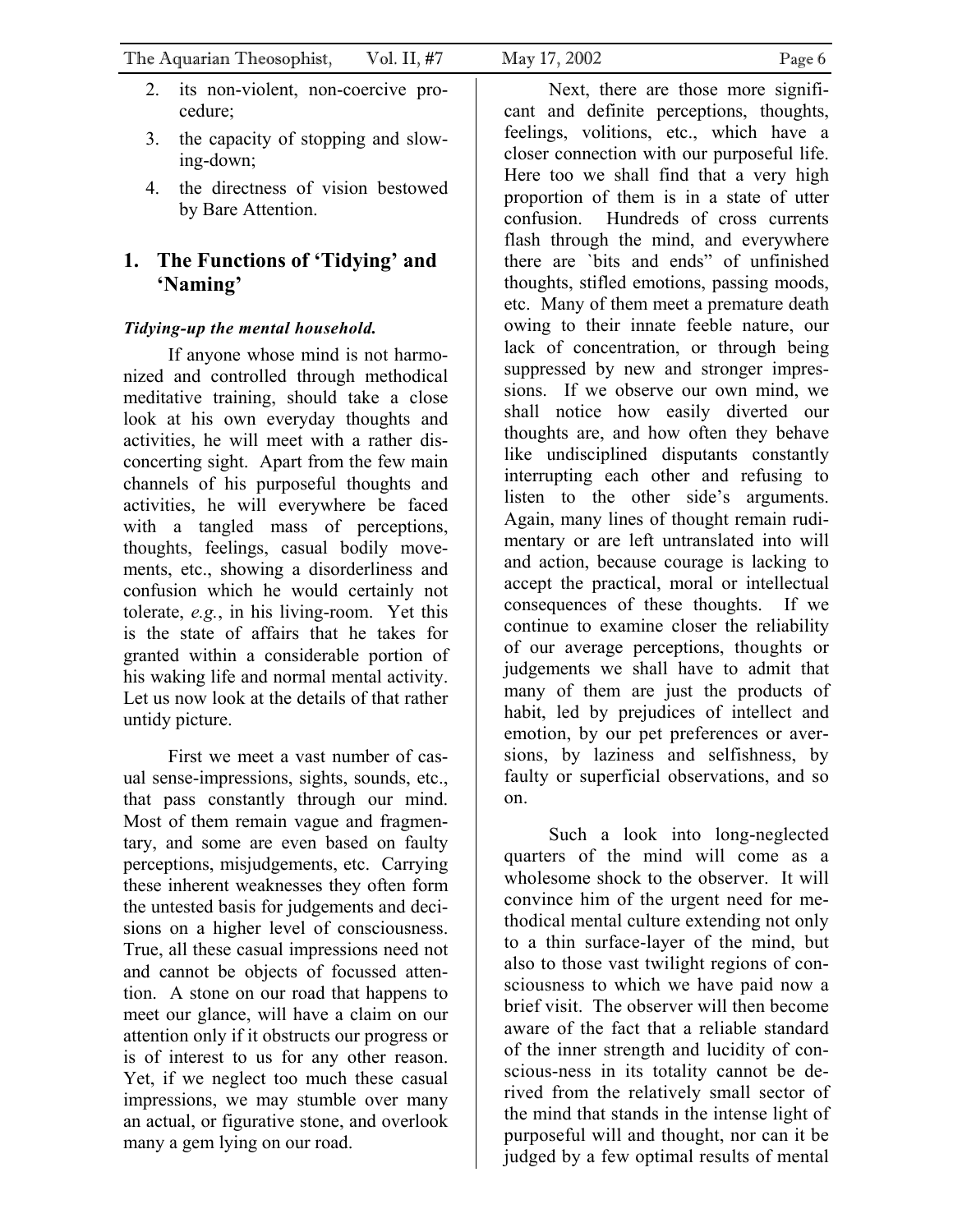2. its non-violent, non-coercive procedure;
3. the capacity of stopping and slowing-down;
4. the directness of vision bestowed by Bare Attention.

## 1. The Functions of 'Tidying' and 'Naming'

***Tidying-up the mental household.***

If anyone whose mind is not harmonized and controlled through methodical meditative training, should take a close look at his own everyday thoughts and activities, he will meet with a rather disconcerting sight. Apart from the few main channels of his purposeful thoughts and activities, he will everywhere be faced with a tangled mass of perceptions, thoughts, feelings, casual bodily movements, etc., showing a disorderliness and confusion which he would certainly not tolerate, *e.g.*, in his living-room. Yet this is the state of affairs that he takes for granted within a considerable portion of his waking life and normal mental activity. Let us now look at the details of that rather untidy picture.

First we meet a vast number of casual sense-impressions, sights, sounds, etc., that pass constantly through our mind. Most of them remain vague and fragmentary, and some are even based on faulty perceptions, misjudgements, etc. Carrying these inherent weaknesses they often form the untested basis for judgements and decisions on a higher level of consciousness. True, all these casual impressions need not and cannot be objects of focussed attention. A stone on our road that happens to meet our glance, will have a claim on our attention only if it obstructs our progress or is of interest to us for any other reason. Yet, if we neglect too much these casual impressions, we may stumble over many an actual, or figurative stone, and overlook many a gem lying on our road.

Next, there are those more significant and definite perceptions, thoughts, feelings, volitions, etc., which have a closer connection with our purposeful life. Here too we shall find that a very high proportion of them is in a state of utter confusion. Hundreds of cross currents flash through the mind, and everywhere there are `bits and ends" of unfinished thoughts, stifled emotions, passing moods, etc. Many of them meet a premature death owing to their innate feeble nature, our lack of concentration, or through being suppressed by new and stronger impressions. If we observe our own mind, we shall notice how easily diverted our thoughts are, and how often they behave like undisciplined disputants constantly interrupting each other and refusing to listen to the other side's arguments. Again, many lines of thought remain rudimentary or are left untranslated into will and action, because courage is lacking to accept the practical, moral or intellectual consequences of these thoughts. If we continue to examine closer the reliability of our average perceptions, thoughts or judgements we shall have to admit that many of them are just the products of habit, led by prejudices of intellect and emotion, by our pet preferences or aversions, by laziness and selfishness, by faulty or superficial observations, and so on.

Such a look into long-neglected quarters of the mind will come as a wholesome shock to the observer. It will convince him of the urgent need for methodical mental culture extending not only to a thin surface-layer of the mind, but also to those vast twilight regions of consciousness to which we have paid now a brief visit. The observer will then become aware of the fact that a reliable standard of the inner strength and lucidity of conscious-ness in its totality cannot be derived from the relatively small sector of the mind that stands in the intense light of purposeful will and thought, nor can it be judged by a few optimal results of mental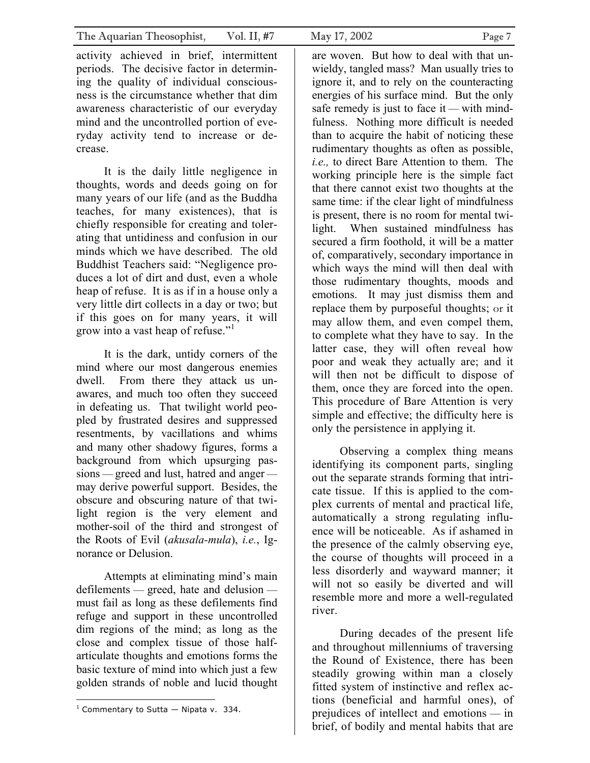activity achieved in brief, intermittent periods. The decisive factor in determining the quality of individual consciousness is the circumstance whether that dim awareness characteristic of our everyday mind and the uncontrolled portion of everyday activity tend to increase or decrease.

It is the daily little negligence in thoughts, words and deeds going on for many years of our life (and as the Buddha teaches, for many existences), that is chiefly responsible for creating and tolerating that untidiness and confusion in our minds which we have described. The old Buddhist Teachers said: "Negligence produces a lot of dirt and dust, even a whole heap of refuse. It is as if in a house only a very little dirt collects in a day or two; but if this goes on for many years, it will grow into a vast heap of refuse."[1]

It is the dark, untidy corners of the mind where our most dangerous enemies dwell. From there they attack us unawares, and much too often they succeed in defeating us. That twilight world peopled by frustrated desires and suppressed resentments, by vacillations and whims and many other shadowy figures, forms a background from which upsurging passions — greed and lust, hatred and anger — may derive powerful support. Besides, the obscure and obscuring nature of that twilight region is the very element and mother-soil of the third and strongest of the Roots of Evil (*akusala-mula*), *i.e.*, Ignorance or Delusion.

Attempts at eliminating mind's main defilements — greed, hate and delusion — must fail as long as these defilements find refuge and support in these uncontrolled dim regions of the mind; as long as the close and complex tissue of those half-articulate thoughts and emotions forms the basic texture of mind into which just a few golden strands of noble and lucid thought are woven. But how to deal with that unwieldy, tangled mass? Man usually tries to ignore it, and to rely on the counteracting energies of his surface mind. But the only safe remedy is just to face it — with mindfulness. Nothing more difficult is needed than to acquire the habit of noticing these rudimentary thoughts as often as possible, *i.e.,* to direct Bare Attention to them. The working principle here is the simple fact that there cannot exist two thoughts at the same time: if the clear light of mindfulness is present, there is no room for mental twilight. When sustained mindfulness has secured a firm foothold, it will be a matter of, comparatively, secondary importance in which ways the mind will then deal with those rudimentary thoughts, moods and emotions. It may just dismiss them and replace them by purposeful thoughts; or it may allow them, and even compel them, to complete what they have to say. In the latter case, they will often reveal how poor and weak they actually are; and it will then not be difficult to dispose of them, once they are forced into the open. This procedure of Bare Attention is very simple and effective; the difficulty here is only the persistence in applying it.

Observing a complex thing means identifying its component parts, singling out the separate strands forming that intricate tissue. If this is applied to the complex currents of mental and practical life, automatically a strong regulating influence will be noticeable. As if ashamed in the presence of the calmly observing eye, the course of thoughts will proceed in a less disorderly and wayward manner; it will not so easily be diverted and will resemble more and more a well-regulated river.

During decades of the present life and throughout millenniums of traversing the Round of Existence, there has been steadily growing within man a closely fitted system of instinctive and reflex actions (beneficial and harmful ones), of prejudices of intellect and emotions — in brief, of bodily and mental habits that are

---

[1] Commentary to Sutta — Nipata v. 334.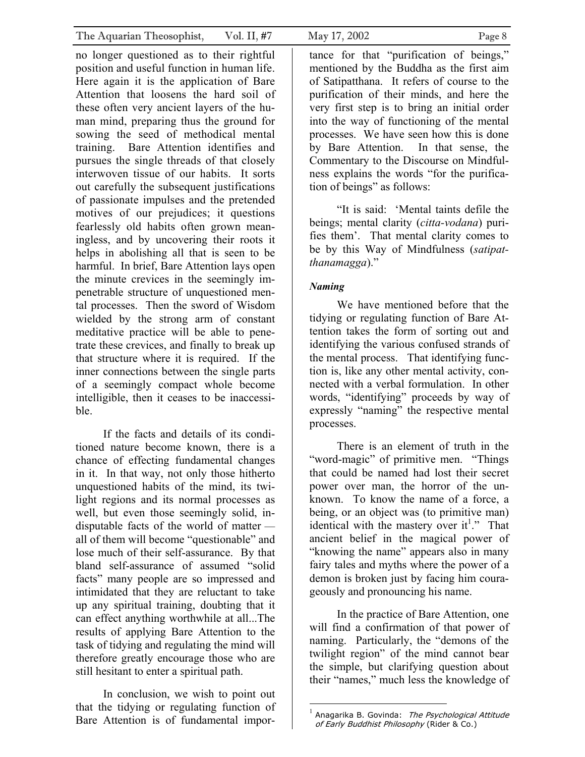no longer questioned as to their rightful position and useful function in human life. Here again it is the application of Bare Attention that loosens the hard soil of these often very ancient layers of the human mind, preparing thus the ground for sowing the seed of methodical mental training. Bare Attention identifies and pursues the single threads of that closely interwoven tissue of our habits. It sorts out carefully the subsequent justifications of passionate impulses and the pretended motives of our prejudices; it questions fearlessly old habits often grown meaningless, and by uncovering their roots it helps in abolishing all that is seen to be harmful. In brief, Bare Attention lays open the minute crevices in the seemingly impenetrable structure of unquestioned mental processes. Then the sword of Wisdom wielded by the strong arm of constant meditative practice will be able to penetrate these crevices, and finally to break up that structure where it is required. If the inner connections between the single parts of a seemingly compact whole become intelligible, then it ceases to be inaccessible.

If the facts and details of its conditioned nature become known, there is a chance of effecting fundamental changes in it. In that way, not only those hitherto unquestioned habits of the mind, its twilight regions and its normal processes as well, but even those seemingly solid, indisputable facts of the world of matter — all of them will become "questionable" and lose much of their self-assurance. By that bland self-assurance of assumed "solid facts" many people are so impressed and intimidated that they are reluctant to take up any spiritual training, doubting that it can effect anything worthwhile at all...The results of applying Bare Attention to the task of tidying and regulating the mind will therefore greatly encourage those who are still hesitant to enter a spiritual path.

In conclusion, we wish to point out that the tidying or regulating function of Bare Attention is of fundamental importance for that "purification of beings," mentioned by the Buddha as the first aim of Satipatthana. It refers of course to the purification of their minds, and here the very first step is to bring an initial order into the way of functioning of the mental processes. We have seen how this is done by Bare Attention. In that sense, the Commentary to the Discourse on Mindfulness explains the words "for the purification of beings" as follows:

"It is said: 'Mental taints defile the beings; mental clarity (*citta-vodana*) purifies them'. That mental clarity comes to be by this Way of Mindfulness (*satipatthanamagga*)."

***Naming***

We have mentioned before that the tidying or regulating function of Bare Attention takes the form of sorting out and identifying the various confused strands of the mental process. That identifying function is, like any other mental activity, connected with a verbal formulation. In other words, "identifying" proceeds by way of expressly "naming" the respective mental processes.

There is an element of truth in the "word-magic" of primitive men. "Things that could be named had lost their secret power over man, the horror of the unknown. To know the name of a force, a being, or an object was (to primitive man) identical with the mastery over it[1]." That ancient belief in the magical power of "knowing the name" appears also in many fairy tales and myths where the power of a demon is broken just by facing him courageously and pronouncing his name.

In the practice of Bare Attention, one will find a confirmation of that power of naming. Particularly, the "demons of the twilight region" of the mind cannot bear the simple, but clarifying question about their "names," much less the knowledge of

---

[1] Anagarika B. Govinda: *The Psychological Attitude of Early Buddhist Philosophy* (Rider & Co.)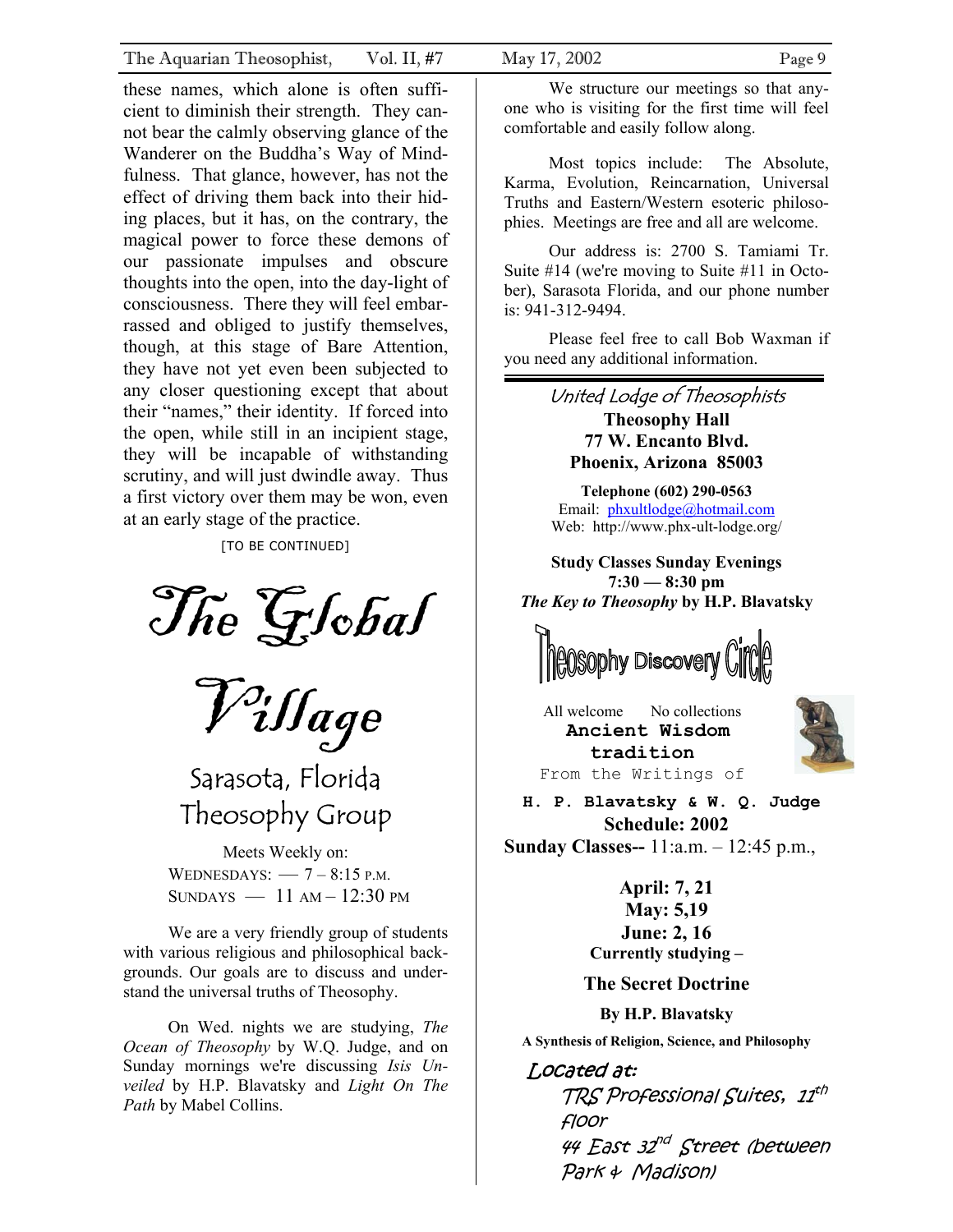these names, which alone is often sufficient to diminish their strength. They cannot bear the calmly observing glance of the Wanderer on the Buddha's Way of Mindfulness. That glance, however, has not the effect of driving them back into their hiding places, but it has, on the contrary, the magical power to force these demons of our passionate impulses and obscure thoughts into the open, into the day-light of consciousness. There they will feel embarrassed and obliged to justify themselves, though, at this stage of Bare Attention, they have not yet even been subjected to any closer questioning except that about their "names," their identity. If forced into the open, while still in an incipient stage, they will be incapable of withstanding scrutiny, and will just dwindle away. Thus a first victory over them may be won, even at an early stage of the practice.

[TO BE CONTINUED]

# The Global Village

## Sarasota, Florida Theosophy Group

Meets Weekly on:
WEDNESDAYS: — 7 – 8:15 P.M.
SUNDAYS — 11 AM – 12:30 PM

We are a very friendly group of students with various religious and philosophical backgrounds. Our goals are to discuss and understand the universal truths of Theosophy.

On Wed. nights we are studying, *The Ocean of Theosophy* by W.Q. Judge, and on Sunday mornings we're discussing *Isis Unveiled* by H.P. Blavatsky and *Light On The Path* by Mabel Collins.

We structure our meetings so that anyone who is visiting for the first time will feel comfortable and easily follow along.

Most topics include: The Absolute, Karma, Evolution, Reincarnation, Universal Truths and Eastern/Western esoteric philosophies. Meetings are free and all are welcome.

Our address is: 2700 S. Tamiami Tr. Suite #14 (we're moving to Suite #11 in October), Sarasota Florida, and our phone number is: 941-312-9494.

Please feel free to call Bob Waxman if you need any additional information.

---

## United Lodge of Theosophists

**Theosophy Hall**
**77 W. Encanto Blvd.**
**Phoenix, Arizona 85003**

**Telephone (602) 290-0563**
Email: phxultlodge@hotmail.com
Web: http://www.phx-ult-lodge.org/

**Study Classes Sunday Evenings**
**7:30 — 8:30 pm**
***The Key to Theosophy* by H.P. Blavatsky**

## Theosophy Discovery Circle

All welcome No collections

**Ancient Wisdom tradition**
From the Writings of
**H. P. Blavatsky & W. Q. Judge**

**Schedule: 2002**
**Sunday Classes--** 11:a.m. – 12:45 p.m.,

**April: 7, 21**
**May: 5,19**
**June: 2, 16**

**Currently studying –**

**The Secret Doctrine**

**By H.P. Blavatsky**

**A Synthesis of Religion, Science, and Philosophy**

*Located at:*
*TRS Professional Suites, 11th floor*
*44 East 32nd Street (between Park & Madison)*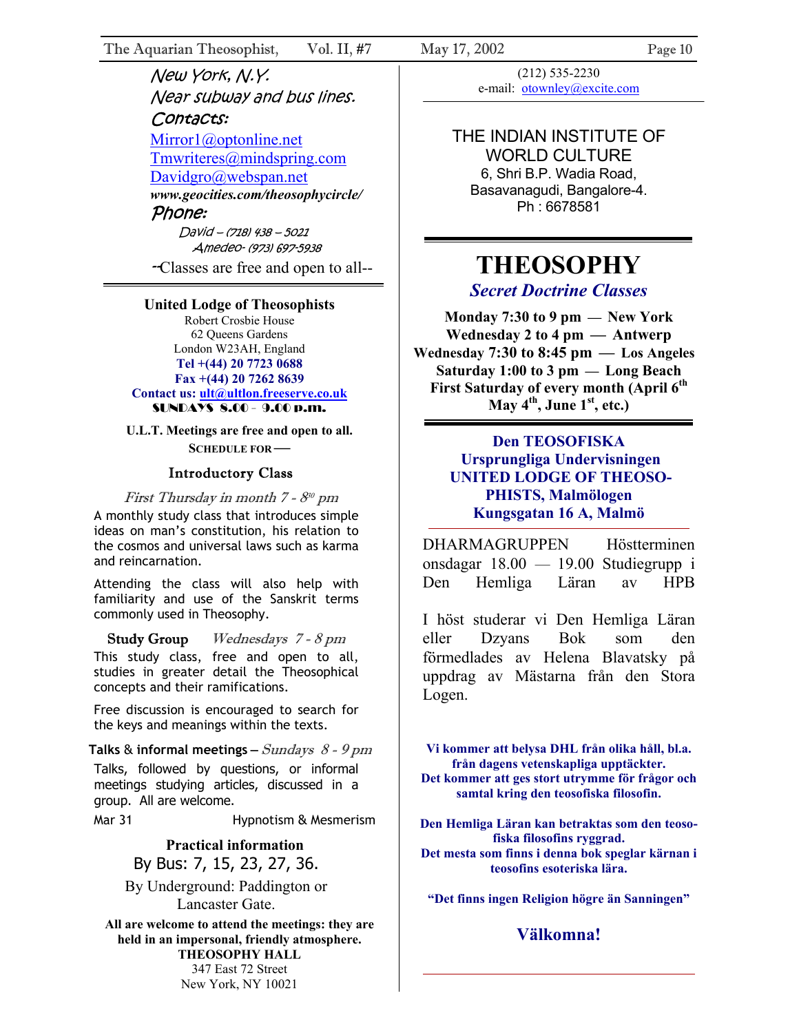New York, N.Y.
Near subway and bus lines.
Contacts:

Mirror1@optonline.net
Tmwriteres@mindspring.com
Davidgro@webspan.net
***www.geocities.com/theosophycircle/***

Phone:

David – (718) 438 – 5021
Amedeo- (973) 697-5938

--Classes are free and open to all--

---

**United Lodge of Theosophists**
Robert Crosbie House
62 Queens Gardens
London W23AH, England
**Tel +(44) 20 7723 0688**
**Fax +(44) 20 7262 8639**
**Contact us: ult@ultlon.freeserve.co.uk**
**SUNDAYS 8.00 - 9.00 p.m.**

**U.L.T. Meetings are free and open to all.**

**SCHEDULE FOR —**

**Introductory Class**

*First Thursday in month 7 - 8$^{30}$ pm*

A monthly study class that introduces simple ideas on man's constitution, his relation to the cosmos and universal laws such as karma and reincarnation.

Attending the class will also help with familiarity and use of the Sanskrit terms commonly used in Theosophy.

**Study Group** *Wednesdays 7 - 8 pm*

This study class, free and open to all, studies in greater detail the Theosophical concepts and their ramifications.

Free discussion is encouraged to search for the keys and meanings within the texts.

**Talks & informal meetings** – *Sundays 8 - 9 pm*

Talks, followed by questions, or informal meetings studying articles, discussed in a group. All are welcome.

Mar 31 Hypnotism & Mesmerism

**Practical information**

By Bus: 7, 15, 23, 27, 36.

By Underground: Paddington or Lancaster Gate.

**All are welcome to attend the meetings: they are held in an impersonal, friendly atmosphere.**

**THEOSOPHY HALL**
347 East 72 Street
New York, NY 10021
(212) 535-2230
e-mail: otownley@excite.com

---

THE INDIAN INSTITUTE OF WORLD CULTURE
6, Shri B.P. Wadia Road,
Basavanagudi, Bangalore-4.
Ph : 6678581

---

# THEOSOPHY

***Secret Doctrine Classes***

**Monday 7:30 to 9 pm — New York**
**Wednesday 2 to 4 pm — Antwerp**
**Wednesday 7:30 to 8:45 pm — Los Angeles**
**Saturday 1:00 to 3 pm — Long Beach**
**First Saturday of every month (April 6th May 4th, June 1st, etc.)**

---

**Den TEOSOFISKA Ursprungliga Undervisningen UNITED LODGE OF THEOSOPHISTS, Malmölogen**
**Kungsgatan 16 A, Malmö**

DHARMAGRUPPEN Höstterminen onsdagar 18.00 — 19.00 Studiegrupp i Den Hemliga Läran av HPB

I höst studerar vi Den Hemliga Läran eller Dzyans Bok som den förmedlades av Helena Blavatsky på uppdrag av Mästarna från den Stora Logen.

**Vi kommer att belysa DHL från olika håll, bl.a. från dagens vetenskapliga upptäckter.**
**Det kommer att ges stort utrymme för frågor och samtal kring den teosofiska filosofin.**

**Den Hemliga Läran kan betraktas som den teosofiska filosofins ryggrad.**
**Det mesta som finns i denna bok speglar kärnan i teosofins esoteriska lära.**

**"Det finns ingen Religion högre än Sanningen"**

**Välkomna!**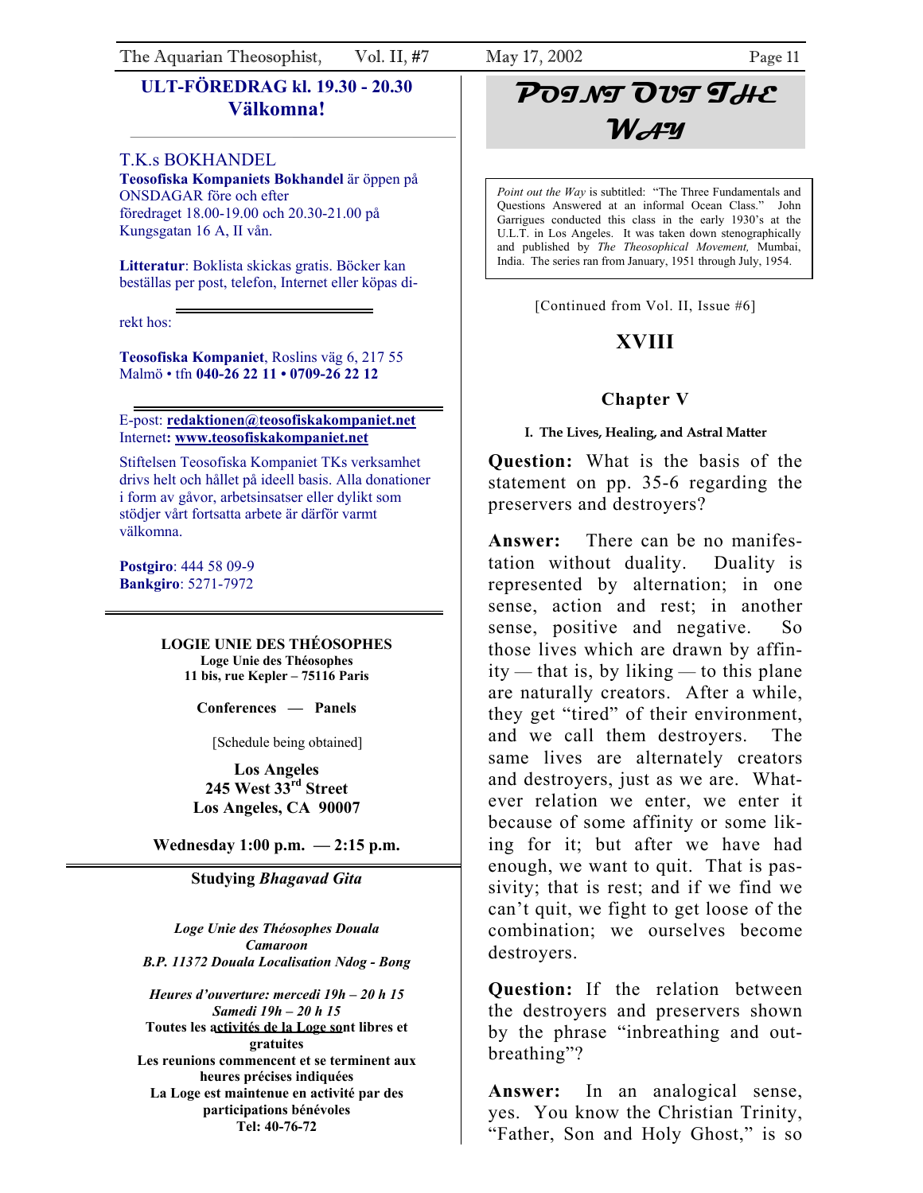**ULT-FÖREDRAG kl. 19.30 - 20.30**
**Välkomna!**

---

T.K.s BOKHANDEL

**Teosofiska Kompaniets Bokhandel** är öppen på ONSDAGAR före och efter föredraget 18.00-19.00 och 20.30-21.00 på Kungsgatan 16 A, II vån.

**Litteratur**: Boklista skickas gratis. Böcker kan beställas per post, telefon, Internet eller köpas direkt hos:

**Teosofiska Kompaniet**, Roslins väg 6, 217 55 Malmö • tfn **040-26 22 11 • 0709-26 22 12**

---

E-post: **redaktionen@teosofiskakompaniet.net**
Internet**: www.teosofiskakompaniet.net**

Stiftelsen Teosofiska Kompaniet TKs verksamhet drivs helt och hållet på ideell basis. Alla donationer i form av gåvor, arbetsinsatser eller dylikt som stödjer vårt fortsatta arbete är därför varmt välkomna.

**Postgiro**: 444 58 09-9
**Bankgiro**: 5271-7972

---

**LOGIE UNIE DES THÉOSOPHES**
**Loge Unie des Théosophes**
**11 bis, rue Kepler – 75116 Paris**

**Conferences — Panels**

[Schedule being obtained]

**Los Angeles**
**245 West 33rd Street**
**Los Angeles, CA 90007**

**Wednesday 1:00 p.m. — 2:15 p.m.**

---

**Studying *Bhagavad Gita***

***Loge Unie des Théosophes Douala***
***Camaroon***
***B.P. 11372 Douala Localisation Ndog - Bong***

***Heures d'ouverture: mercedi 19h – 20 h 15***
***Samedi 19h – 20 h 15***
**Toutes les activités de la Loge sont libres et gratuites**
**Les reunions commencent et se terminent aux heures précises indiquées**
**La Loge est maintenue en activité par des participations bénévoles**
**Tel: 40-76-72**

# POINT OUT THE WAY

*Point out the Way* is subtitled: "The Three Fundamentals and Questions Answered at an informal Ocean Class." John Garrigues conducted this class in the early 1930's at the U.L.T. in Los Angeles. It was taken down stenographically and published by *The Theosophical Movement,* Mumbai, India. The series ran from January, 1951 through July, 1954.

[Continued from Vol. II, Issue #6]

## XVIII

### Chapter V

#### I. The Lives, Healing, and Astral Matter

**Question:** What is the basis of the statement on pp. 35-6 regarding the preservers and destroyers?

**Answer:** There can be no manifestation without duality. Duality is represented by alternation; in one sense, action and rest; in another sense, positive and negative. So those lives which are drawn by affinity — that is, by liking — to this plane are naturally creators. After a while, they get "tired" of their environment, and we call them destroyers. The same lives are alternately creators and destroyers, just as we are. Whatever relation we enter, we enter it because of some affinity or some liking for it; but after we have had enough, we want to quit. That is passivity; that is rest; and if we find we can't quit, we fight to get loose of the combination; we ourselves become destroyers.

**Question:** If the relation between the destroyers and preservers shown by the phrase "inbreathing and outbreathing"?

**Answer:** In an analogical sense, yes. You know the Christian Trinity, "Father, Son and Holy Ghost," is so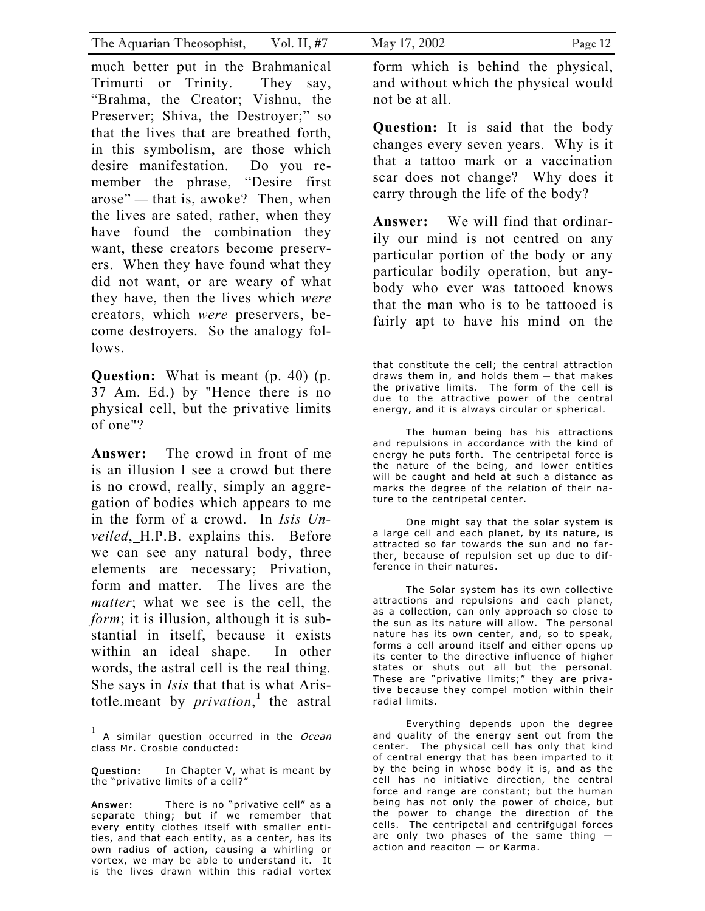much better put in the Brahmanical Trimurti or Trinity. They say, "Brahma, the Creator; Vishnu, the Preserver; Shiva, the Destroyer;" so that the lives that are breathed forth, in this symbolism, are those which desire manifestation. Do you remember the phrase, "Desire first arose" — that is, awoke? Then, when the lives are sated, rather, when they have found the combination they want, these creators become preservers. When they have found what they did not want, or are weary of what they have, then the lives which *were* creators, which *were* preservers, become destroyers. So the analogy follows.

**Question:** What is meant (p. 40) (p. 37 Am. Ed.) by "Hence there is no physical cell, but the privative limits of one"?

**Answer:** The crowd in front of me is an illusion I see a crowd but there is no crowd, really, simply an aggregation of bodies which appears to me in the form of a crowd. In *Isis Unveiled*, H.P.B. explains this. Before we can see any natural body, three elements are necessary; Privation, form and matter. The lives are the *matter*; what we see is the cell, the *form*; it is illusion, although it is substantial in itself, because it exists within an ideal shape. In other words, the astral cell is the real thing. She says in *Isis* that that is what Aristotle.meant by *privation*,[1] the astral form which is behind the physical, and without which the physical would not be at all.

**Question:** It is said that the body changes every seven years. Why is it that a tattoo mark or a vaccination scar does not change? Why does it carry through the life of the body?

**Answer:** We will find that ordinarily our mind is not centred on any particular portion of the body or any particular bodily operation, but anybody who ever was tattooed knows that the man who is to be tattooed is fairly apt to have his mind on the

---

[1] A similar question occurred in the *Ocean* class Mr. Crosbie conducted:

**Question:** In Chapter V, what is meant by the "privative limits of a cell?"

**Answer:** There is no "privative cell" as a separate thing; but if we remember that every entity clothes itself with smaller entities, and that each entity, as a center, has its own radius of action, causing a whirling or vortex, we may be able to understand it. It is the lives drawn within this radial vortex that constitute the cell; the central attraction draws them in, and holds them — that makes the privative limits. The form of the cell is due to the attractive power of the central energy, and it is always circular or spherical.

The human being has his attractions and repulsions in accordance with the kind of energy he puts forth. The centripetal force is the nature of the being, and lower entities will be caught and held at such a distance as marks the degree of the relation of their nature to the centripetal center.

One might say that the solar system is a large cell and each planet, by its nature, is attracted so far towards the sun and no farther, because of repulsion set up due to difference in their natures.

The Solar system has its own collective attractions and repulsions and each planet, as a collection, can only approach so close to the sun as its nature will allow. The personal nature has its own center, and, so to speak, forms a cell around itself and either opens up its center to the directive influence of higher states or shuts out all but the personal. These are "privative limits;" they are privative because they compel motion within their radial limits.

Everything depends upon the degree and quality of the energy sent out from the center. The physical cell has only that kind of central energy that has been imparted to it by the being in whose body it is, and as the cell has no initiative direction, the central force and range are constant; but the human being has not only the power of choice, but the power to change the direction of the cells. The centripetal and centrifgugal forces are only two phases of the same thing — action and reaciton — or Karma.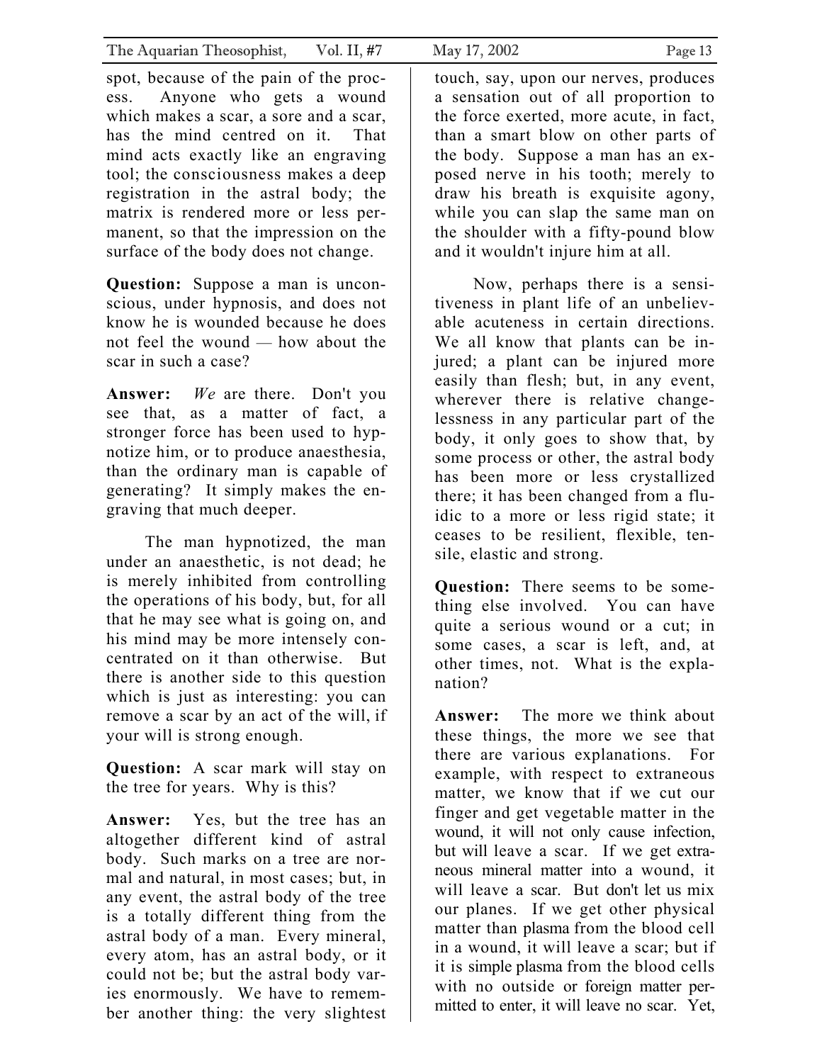spot, because of the pain of the process. Anyone who gets a wound which makes a scar, a sore and a scar, has the mind centred on it. That mind acts exactly like an engraving tool; the consciousness makes a deep registration in the astral body; the matrix is rendered more or less permanent, so that the impression on the surface of the body does not change.

**Question:** Suppose a man is unconscious, under hypnosis, and does not know he is wounded because he does not feel the wound — how about the scar in such a case?

**Answer:** *We* are there. Don't you see that, as a matter of fact, a stronger force has been used to hypnotize him, or to produce anaesthesia, than the ordinary man is capable of generating? It simply makes the engraving that much deeper.

The man hypnotized, the man under an anaesthetic, is not dead; he is merely inhibited from controlling the operations of his body, but, for all that he may see what is going on, and his mind may be more intensely concentrated on it than otherwise. But there is another side to this question which is just as interesting: you can remove a scar by an act of the will, if your will is strong enough.

**Question:** A scar mark will stay on the tree for years. Why is this?

**Answer:** Yes, but the tree has an altogether different kind of astral body. Such marks on a tree are normal and natural, in most cases; but, in any event, the astral body of the tree is a totally different thing from the astral body of a man. Every mineral, every atom, has an astral body, or it could not be; but the astral body varies enormously. We have to remember another thing: the very slightest touch, say, upon our nerves, produces a sensation out of all proportion to the force exerted, more acute, in fact, than a smart blow on other parts of the body. Suppose a man has an exposed nerve in his tooth; merely to draw his breath is exquisite agony, while you can slap the same man on the shoulder with a fifty-pound blow and it wouldn't injure him at all.

Now, perhaps there is a sensitiveness in plant life of an unbelievable acuteness in certain directions. We all know that plants can be injured; a plant can be injured more easily than flesh; but, in any event, wherever there is relative changelessness in any particular part of the body, it only goes to show that, by some process or other, the astral body has been more or less crystallized there; it has been changed from a fluidic to a more or less rigid state; it ceases to be resilient, flexible, tensile, elastic and strong.

**Question:** There seems to be something else involved. You can have quite a serious wound or a cut; in some cases, a scar is left, and, at other times, not. What is the explanation?

**Answer:** The more we think about these things, the more we see that there are various explanations. For example, with respect to extraneous matter, we know that if we cut our finger and get vegetable matter in the wound, it will not only cause infection, but will leave a scar. If we get extraneous mineral matter into a wound, it will leave a scar. But don't let us mix our planes. If we get other physical matter than plasma from the blood cell in a wound, it will leave a scar; but if it is simple plasma from the blood cells with no outside or foreign matter permitted to enter, it will leave no scar. Yet,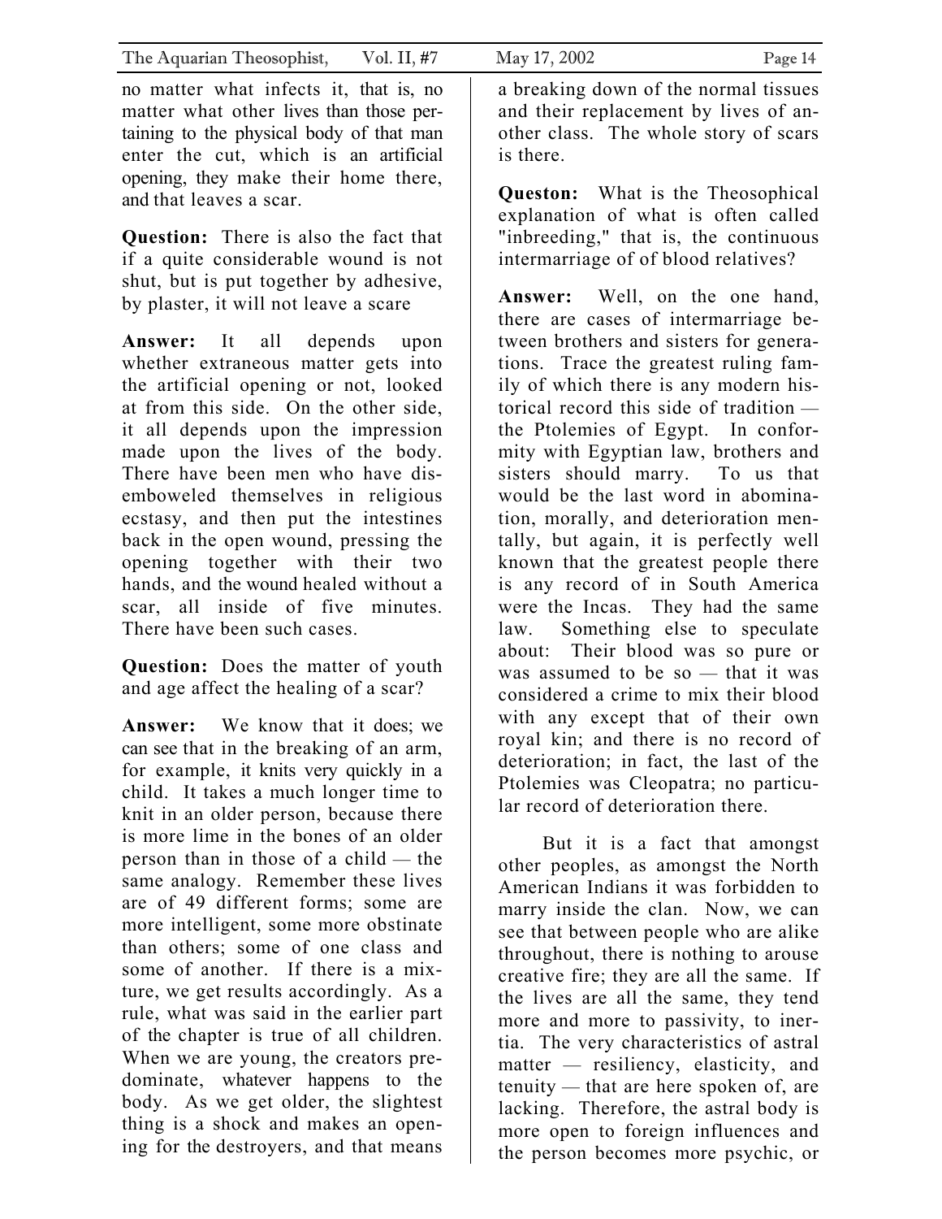no matter what infects it, that is, no matter what other lives than those pertaining to the physical body of that man enter the cut, which is an artificial opening, they make their home there, and that leaves a scar.

**Question:** There is also the fact that if a quite considerable wound is not shut, but is put together by adhesive, by plaster, it will not leave a scare

**Answer:** It all depends upon whether extraneous matter gets into the artificial opening or not, looked at from this side. On the other side, it all depends upon the impression made upon the lives of the body. There have been men who have disemboweled themselves in religious ecstasy, and then put the intestines back in the open wound, pressing the opening together with their two hands, and the wound healed without a scar, all inside of five minutes. There have been such cases.

**Question:** Does the matter of youth and age affect the healing of a scar?

**Answer:** We know that it does; we can see that in the breaking of an arm, for example, it knits very quickly in a child. It takes a much longer time to knit in an older person, because there is more lime in the bones of an older person than in those of a child — the same analogy. Remember these lives are of 49 different forms; some are more intelligent, some more obstinate than others; some of one class and some of another. If there is a mixture, we get results accordingly. As a rule, what was said in the earlier part of the chapter is true of all children. When we are young, the creators predominate, whatever happens to the body. As we get older, the slightest thing is a shock and makes an opening for the destroyers, and that means a breaking down of the normal tissues and their replacement by lives of another class. The whole story of scars is there.

**Queston:** What is the Theosophical explanation of what is often called "inbreeding," that is, the continuous intermarriage of of blood relatives?

**Answer:** Well, on the one hand, there are cases of intermarriage between brothers and sisters for generations. Trace the greatest ruling family of which there is any modern historical record this side of tradition — the Ptolemies of Egypt. In conformity with Egyptian law, brothers and sisters should marry. To us that would be the last word in abomination, morally, and deterioration mentally, but again, it is perfectly well known that the greatest people there is any record of in South America were the Incas. They had the same law. Something else to speculate about: Their blood was so pure or was assumed to be so — that it was considered a crime to mix their blood with any except that of their own royal kin; and there is no record of deterioration; in fact, the last of the Ptolemies was Cleopatra; no particular record of deterioration there.

But it is a fact that amongst other peoples, as amongst the North American Indians it was forbidden to marry inside the clan. Now, we can see that between people who are alike throughout, there is nothing to arouse creative fire; they are all the same. If the lives are all the same, they tend more and more to passivity, to inertia. The very characteristics of astral matter — resiliency, elasticity, and tenuity — that are here spoken of, are lacking. Therefore, the astral body is more open to foreign influences and the person becomes more psychic, or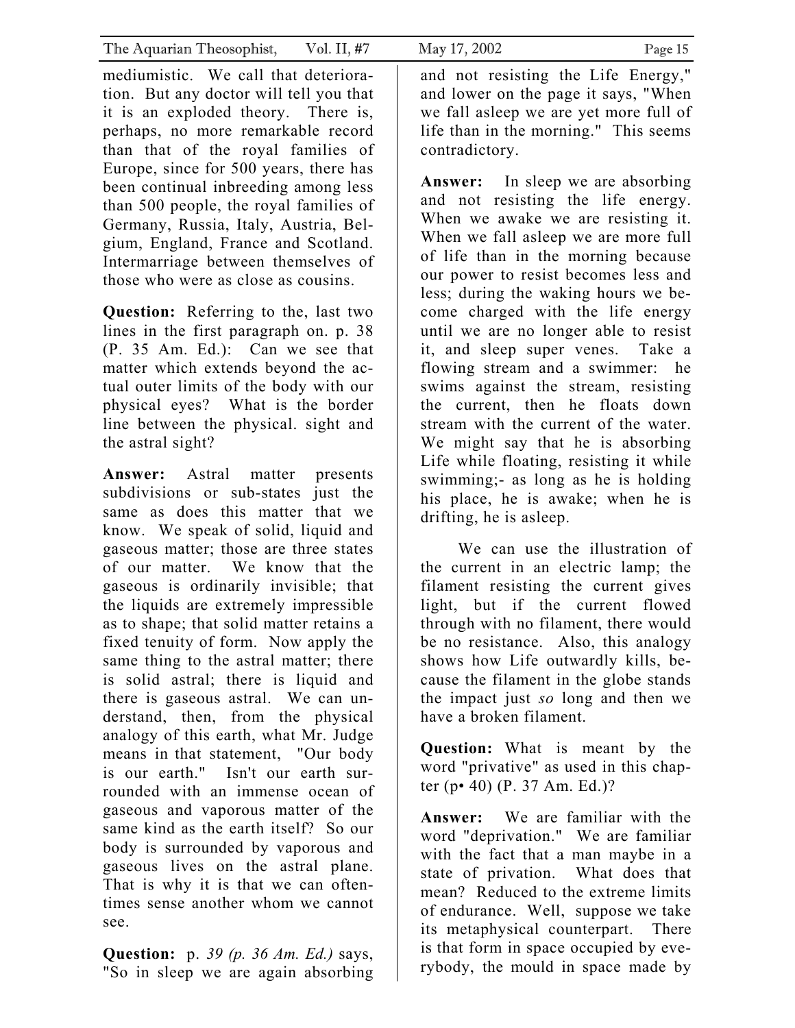mediumistic. We call that deterioration. But any doctor will tell you that it is an exploded theory. There is, perhaps, no more remarkable record than that of the royal families of Europe, since for 500 years, there has been continual inbreeding among less than 500 people, the royal families of Germany, Russia, Italy, Austria, Belgium, England, France and Scotland. Intermarriage between themselves of those who were as close as cousins.

**Question:** Referring to the, last two lines in the first paragraph on. p. 38 (P. 35 Am. Ed.): Can we see that matter which extends beyond the actual outer limits of the body with our physical eyes? What is the border line between the physical. sight and the astral sight?

**Answer:** Astral matter presents subdivisions or sub-states just the same as does this matter that we know. We speak of solid, liquid and gaseous matter; those are three states of our matter. We know that the gaseous is ordinarily invisible; that the liquids are extremely impressible as to shape; that solid matter retains a fixed tenuity of form. Now apply the same thing to the astral matter; there is solid astral; there is liquid and there is gaseous astral. We can understand, then, from the physical analogy of this earth, what Mr. Judge means in that statement, "Our body is our earth." Isn't our earth surrounded with an immense ocean of gaseous and vaporous matter of the same kind as the earth itself? So our body is surrounded by vaporous and gaseous lives on the astral plane. That is why it is that we can oftentimes sense another whom we cannot see.

**Question:** p. *39 (p. 36 Am. Ed.)* says, "So in sleep we are again absorbing and not resisting the Life Energy," and lower on the page it says, "When we fall asleep we are yet more full of life than in the morning." This seems contradictory.

**Answer:** In sleep we are absorbing and not resisting the life energy. When we awake we are resisting it. When we fall asleep we are more full of life than in the morning because our power to resist becomes less and less; during the waking hours we become charged with the life energy until we are no longer able to resist it, and sleep super venes. Take a flowing stream and a swimmer: he swims against the stream, resisting the current, then he floats down stream with the current of the water. We might say that he is absorbing Life while floating, resisting it while swimming;- as long as he is holding his place, he is awake; when he is drifting, he is asleep.

We can use the illustration of the current in an electric lamp; the filament resisting the current gives light, but if the current flowed through with no filament, there would be no resistance. Also, this analogy shows how Life outwardly kills, because the filament in the globe stands the impact just *so* long and then we have a broken filament.

**Question:** What is meant by the word "privative" as used in this chapter (p• 40) (P. 37 Am. Ed.)?

**Answer:** We are familiar with the word "deprivation." We are familiar with the fact that a man maybe in a state of privation. What does that mean? Reduced to the extreme limits of endurance. Well, suppose we take its metaphysical counterpart. There is that form in space occupied by everybody, the mould in space made by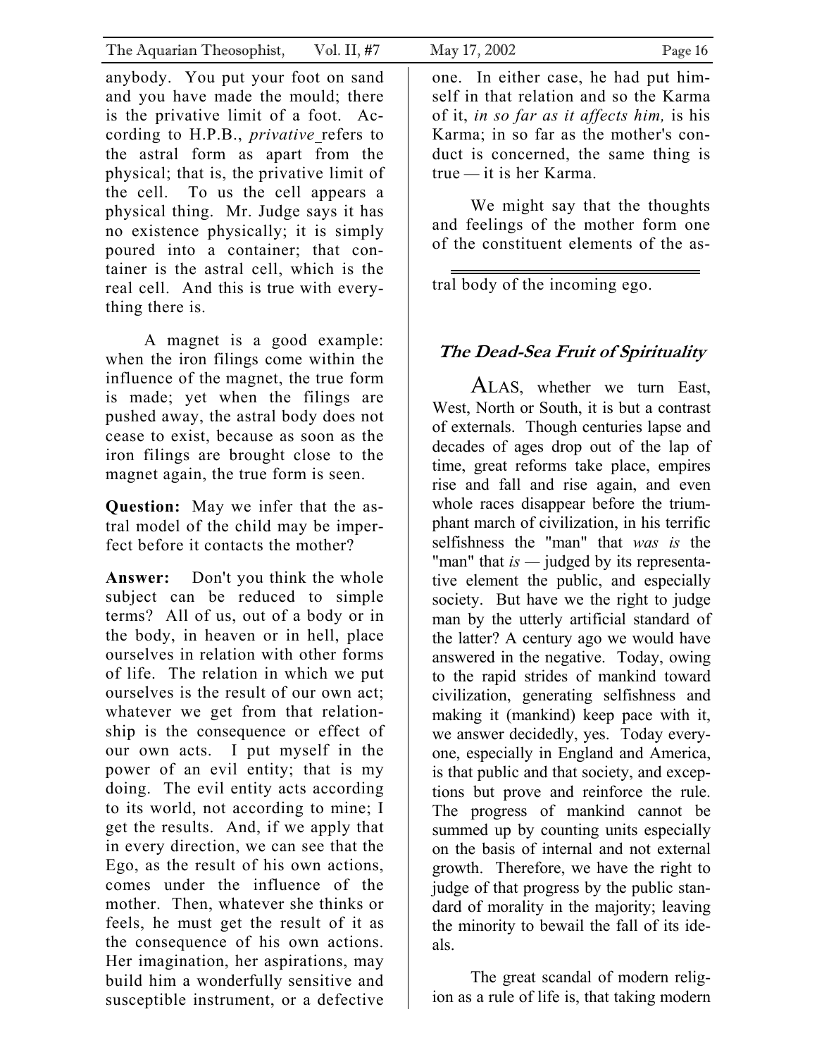anybody. You put your foot on sand and you have made the mould; there is the privative limit of a foot. According to H.P.B., *privative* refers to the astral form as apart from the physical; that is, the privative limit of the cell. To us the cell appears a physical thing. Mr. Judge says it has no existence physically; it is simply poured into a container; that container is the astral cell, which is the real cell. And this is true with everything there is.

A magnet is a good example: when the iron filings come within the influence of the magnet, the true form is made; yet when the filings are pushed away, the astral body does not cease to exist, because as soon as the iron filings are brought close to the magnet again, the true form is seen.

**Question:** May we infer that the astral model of the child may be imperfect before it contacts the mother?

**Answer:** Don't you think the whole subject can be reduced to simple terms? All of us, out of a body or in the body, in heaven or in hell, place ourselves in relation with other forms of life. The relation in which we put ourselves is the result of our own act; whatever we get from that relationship is the consequence or effect of our own acts. I put myself in the power of an evil entity; that is my doing. The evil entity acts according to its world, not according to mine; I get the results. And, if we apply that in every direction, we can see that the Ego, as the result of his own actions, comes under the influence of the mother. Then, whatever she thinks or feels, he must get the result of it as the consequence of his own actions. Her imagination, her aspirations, may build him a wonderfully sensitive and susceptible instrument, or a defective one. In either case, he had put himself in that relation and so the Karma of it, *in so far as it affects him,* is his Karma; in so far as the mother's conduct is concerned, the same thing is true — it is her Karma.

We might say that the thoughts and feelings of the mother form one of the constituent elements of the astral body of the incoming ego.

---

## *The Dead-Sea Fruit of Spirituality*

ALAS, whether we turn East, West, North or South, it is but a contrast of externals. Though centuries lapse and decades of ages drop out of the lap of time, great reforms take place, empires rise and fall and rise again, and even whole races disappear before the triumphant march of civilization, in his terrific selfishness the "man" that *was is* the "man" that *is* — judged by its representative element the public, and especially society. But have we the right to judge man by the utterly artificial standard of the latter? A century ago we would have answered in the negative. Today, owing to the rapid strides of mankind toward civilization, generating selfishness and making it (mankind) keep pace with it, we answer decidedly, yes. Today everyone, especially in England and America, is that public and that society, and exceptions but prove and reinforce the rule. The progress of mankind cannot be summed up by counting units especially on the basis of internal and not external growth. Therefore, we have the right to judge of that progress by the public standard of morality in the majority; leaving the minority to bewail the fall of its ideals.

The great scandal of modern religion as a rule of life is, that taking modern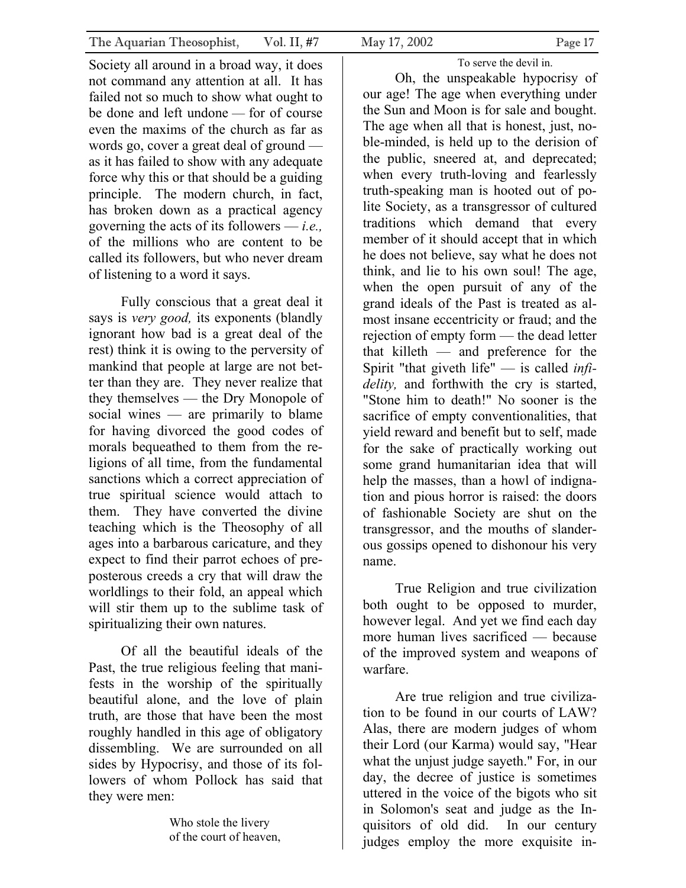Society all around in a broad way, it does not command any attention at all. It has failed not so much to show what ought to be done and left undone — for of course even the maxims of the church as far as words go, cover a great deal of ground — as it has failed to show with any adequate force why this or that should be a guiding principle. The modern church, in fact, has broken down as a practical agency governing the acts of its followers — *i.e.,* of the millions who are content to be called its followers, but who never dream of listening to a word it says.

Fully conscious that a great deal it says is *very good,* its exponents (blandly ignorant how bad is a great deal of the rest) think it is owing to the perversity of mankind that people at large are not better than they are. They never realize that they themselves — the Dry Monopole of social wines — are primarily to blame for having divorced the good codes of morals bequeathed to them from the religions of all time, from the fundamental sanctions which a correct appreciation of true spiritual science would attach to them. They have converted the divine teaching which is the Theosophy of all ages into a barbarous caricature, and they expect to find their parrot echoes of preposterous creeds a cry that will draw the worldlings to their fold, an appeal which will stir them up to the sublime task of spiritualizing their own natures.

Of all the beautiful ideals of the Past, the true religious feeling that manifests in the worship of the spiritually beautiful alone, and the love of plain truth, are those that have been the most roughly handled in this age of obligatory dissembling. We are surrounded on all sides by Hypocrisy, and those of its followers of whom Pollock has said that they were men:

> Who stole the livery
> of the court of heaven,
> To serve the devil in.

Oh, the unspeakable hypocrisy of our age! The age when everything under the Sun and Moon is for sale and bought. The age when all that is honest, just, noble-minded, is held up to the derision of the public, sneered at, and deprecated; when every truth-loving and fearlessly truth-speaking man is hooted out of polite Society, as a transgressor of cultured traditions which demand that every member of it should accept that in which he does not believe, say what he does not think, and lie to his own soul! The age, when the open pursuit of any of the grand ideals of the Past is treated as almost insane eccentricity or fraud; and the rejection of empty form — the dead letter that killeth — and preference for the Spirit "that giveth life" — is called *infidelity,* and forthwith the cry is started, "Stone him to death!" No sooner is the sacrifice of empty conventionalities, that yield reward and benefit but to self, made for the sake of practically working out some grand humanitarian idea that will help the masses, than a howl of indignation and pious horror is raised: the doors of fashionable Society are shut on the transgressor, and the mouths of slanderous gossips opened to dishonour his very name.

True Religion and true civilization both ought to be opposed to murder, however legal. And yet we find each day more human lives sacrificed — because of the improved system and weapons of warfare.

Are true religion and true civilization to be found in our courts of LAW? Alas, there are modern judges of whom their Lord (our Karma) would say, "Hear what the unjust judge sayeth." For, in our day, the decree of justice is sometimes uttered in the voice of the bigots who sit in Solomon's seat and judge as the Inquisitors of old did. In our century judges employ the more exquisite in-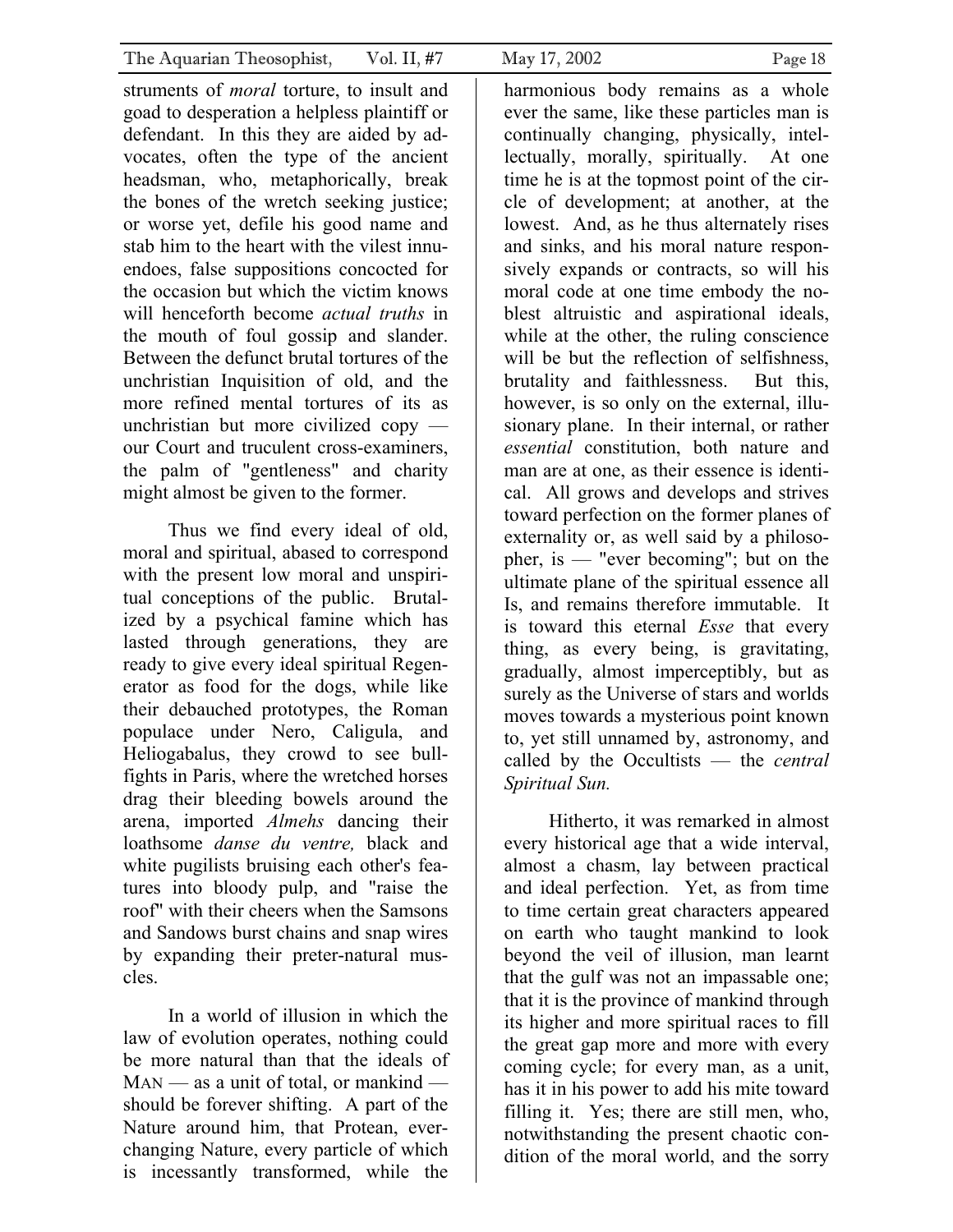struments of *moral* torture, to insult and goad to desperation a helpless plaintiff or defendant. In this they are aided by advocates, often the type of the ancient headsman, who, metaphorically, break the bones of the wretch seeking justice; or worse yet, defile his good name and stab him to the heart with the vilest innuendoes, false suppositions concocted for the occasion but which the victim knows will henceforth become *actual truths* in the mouth of foul gossip and slander. Between the defunct brutal tortures of the unchristian Inquisition of old, and the more refined mental tortures of its as unchristian but more civilized copy — our Court and truculent cross-examiners, the palm of "gentleness" and charity might almost be given to the former.

Thus we find every ideal of old, moral and spiritual, abased to correspond with the present low moral and unspiritual conceptions of the public. Brutalized by a psychical famine which has lasted through generations, they are ready to give every ideal spiritual Regenerator as food for the dogs, while like their debauched prototypes, the Roman populace under Nero, Caligula, and Heliogabalus, they crowd to see bull-fights in Paris, where the wretched horses drag their bleeding bowels around the arena, imported *Almehs* dancing their loathsome *danse du ventre,* black and white pugilists bruising each other's features into bloody pulp, and "raise the roof" with their cheers when the Samsons and Sandows burst chains and snap wires by expanding their preter-natural muscles.

In a world of illusion in which the law of evolution operates, nothing could be more natural than that the ideals of MAN — as a unit of total, or mankind — should be forever shifting. A part of the Nature around him, that Protean, ever-changing Nature, every particle of which is incessantly transformed, while the harmonious body remains as a whole ever the same, like these particles man is continually changing, physically, intellectually, morally, spiritually. At one time he is at the topmost point of the circle of development; at another, at the lowest. And, as he thus alternately rises and sinks, and his moral nature responsively expands or contracts, so will his moral code at one time embody the noblest altruistic and aspirational ideals, while at the other, the ruling conscience will be but the reflection of selfishness, brutality and faithlessness. But this, however, is so only on the external, illusionary plane. In their internal, or rather *essential* constitution, both nature and man are at one, as their essence is identical. All grows and develops and strives toward perfection on the former planes of externality or, as well said by a philosopher, is — "ever becoming"; but on the ultimate plane of the spiritual essence all Is, and remains therefore immutable. It is toward this eternal *Esse* that every thing, as every being, is gravitating, gradually, almost imperceptibly, but as surely as the Universe of stars and worlds moves towards a mysterious point known to, yet still unnamed by, astronomy, and called by the Occultists — the *central Spiritual Sun.*

Hitherto, it was remarked in almost every historical age that a wide interval, almost a chasm, lay between practical and ideal perfection. Yet, as from time to time certain great characters appeared on earth who taught mankind to look beyond the veil of illusion, man learnt that the gulf was not an impassable one; that it is the province of mankind through its higher and more spiritual races to fill the great gap more and more with every coming cycle; for every man, as a unit, has it in his power to add his mite toward filling it. Yes; there are still men, who, notwithstanding the present chaotic condition of the moral world, and the sorry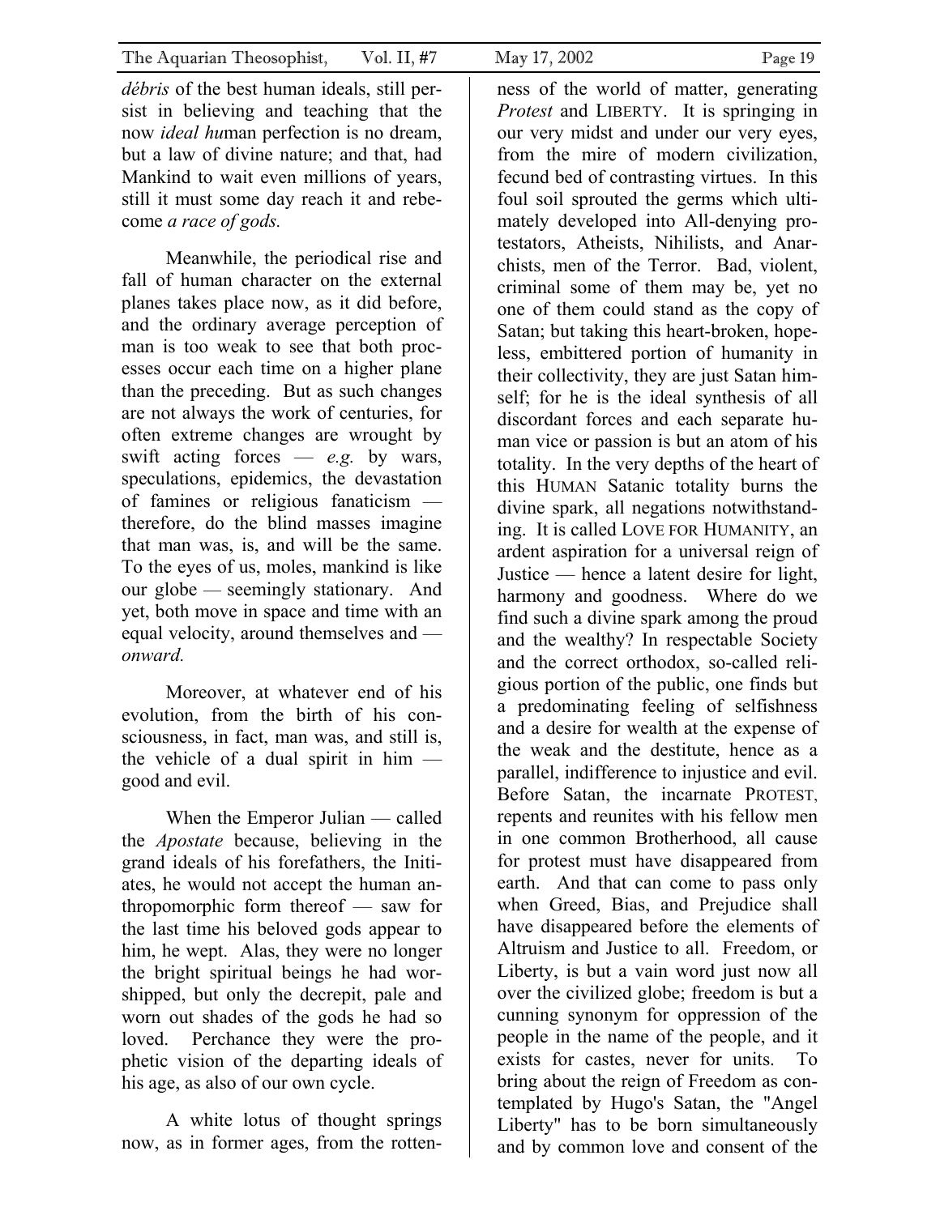*débris* of the best human ideals, still persist in believing and teaching that the now *ideal hu*man perfection is no dream, but a law of divine nature; and that, had Mankind to wait even millions of years, still it must some day reach it and rebecome *a race of gods.*

Meanwhile, the periodical rise and fall of human character on the external planes takes place now, as it did before, and the ordinary average perception of man is too weak to see that both processes occur each time on a higher plane than the preceding. But as such changes are not always the work of centuries, for often extreme changes are wrought by swift acting forces — *e.g.* by wars, speculations, epidemics, the devastation of famines or religious fanaticism — therefore, do the blind masses imagine that man was, is, and will be the same. To the eyes of us, moles, mankind is like our globe — seemingly stationary. And yet, both move in space and time with an equal velocity, around themselves and — *onward.*

Moreover, at whatever end of his evolution, from the birth of his consciousness, in fact, man was, and still is, the vehicle of a dual spirit in him — good and evil.

When the Emperor Julian — called the *Apostate* because, believing in the grand ideals of his forefathers, the Initiates, he would not accept the human anthropomorphic form thereof — saw for the last time his beloved gods appear to him, he wept. Alas, they were no longer the bright spiritual beings he had worshipped, but only the decrepit, pale and worn out shades of the gods he had so loved. Perchance they were the prophetic vision of the departing ideals of his age, as also of our own cycle.

A white lotus of thought springs now, as in former ages, from the rottenness of the world of matter, generating *Protest* and LIBERTY. It is springing in our very midst and under our very eyes, from the mire of modern civilization, fecund bed of contrasting virtues. In this foul soil sprouted the germs which ultimately developed into All-denying protestators, Atheists, Nihilists, and Anarchists, men of the Terror. Bad, violent, criminal some of them may be, yet no one of them could stand as the copy of Satan; but taking this heart-broken, hopeless, embittered portion of humanity in their collectivity, they are just Satan himself; for he is the ideal synthesis of all discordant forces and each separate human vice or passion is but an atom of his totality. In the very depths of the heart of this HUMAN Satanic totality burns the divine spark, all negations notwithstanding. It is called LOVE FOR HUMANITY, an ardent aspiration for a universal reign of Justice — hence a latent desire for light, harmony and goodness. Where do we find such a divine spark among the proud and the wealthy? In respectable Society and the correct orthodox, so-called religious portion of the public, one finds but a predominating feeling of selfishness and a desire for wealth at the expense of the weak and the destitute, hence as a parallel, indifference to injustice and evil. Before Satan, the incarnate PROTEST, repents and reunites with his fellow men in one common Brotherhood, all cause for protest must have disappeared from earth. And that can come to pass only when Greed, Bias, and Prejudice shall have disappeared before the elements of Altruism and Justice to all. Freedom, or Liberty, is but a vain word just now all over the civilized globe; freedom is but a cunning synonym for oppression of the people in the name of the people, and it exists for castes, never for units. To bring about the reign of Freedom as contemplated by Hugo's Satan, the "Angel Liberty" has to be born simultaneously and by common love and consent of the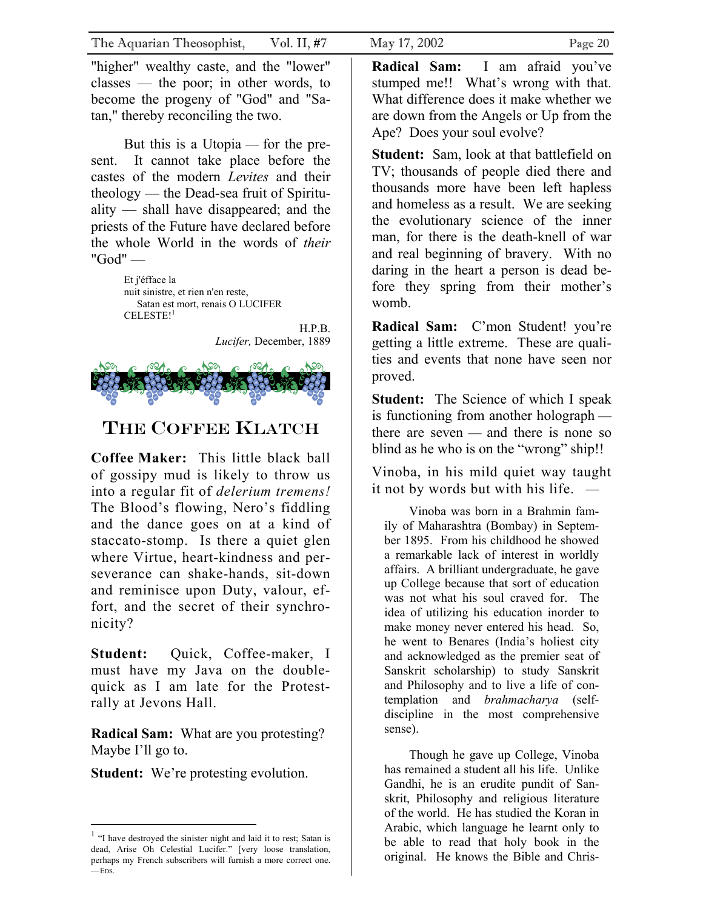"higher" wealthy caste, and the "lower" classes — the poor; in other words, to become the progeny of "God" and "Satan," thereby reconciling the two.

But this is a Utopia — for the present. It cannot take place before the castes of the modern *Levites* and their theology — the Dead-sea fruit of Spirituality — shall have disappeared; and the priests of the Future have declared before the whole World in the words of *their* "God" —

> Et j'éfface la
> nuit sinistre, et rien n'en reste,
> Satan est mort, renais O LUCIFER CELESTE![1]

H.P.B.
*Lucifer,* December, 1889

# The Coffee Klatch

**Coffee Maker:** This little black ball of gossipy mud is likely to throw us into a regular fit of *delerium tremens!* The Blood's flowing, Nero's fiddling and the dance goes on at a kind of staccato-stomp. Is there a quiet glen where Virtue, heart-kindness and perseverance can shake-hands, sit-down and reminisce upon Duty, valour, effort, and the secret of their synchronicity?

**Student:** Quick, Coffee-maker, I must have my Java on the double-quick as I am late for the Protest-rally at Jevons Hall.

**Radical Sam:** What are you protesting? Maybe I'll go to.

**Student:** We're protesting evolution.

**Radical Sam:** I am afraid you've stumped me!! What's wrong with that. What difference does it make whether we are down from the Angels or Up from the Ape? Does your soul evolve?

**Student:** Sam, look at that battlefield on TV; thousands of people died there and thousands more have been left hapless and homeless as a result. We are seeking the evolutionary science of the inner man, for there is the death-knell of war and real beginning of bravery. With no daring in the heart a person is dead before they spring from their mother's womb.

**Radical Sam:** C'mon Student! you're getting a little extreme. These are qualities and events that none have seen nor proved.

**Student:** The Science of which I speak is functioning from another holograph — there are seven — and there is none so blind as he who is on the "wrong" ship!!

Vinoba, in his mild quiet way taught it not by words but with his life. —

> Vinoba was born in a Brahmin family of Maharashtra (Bombay) in September 1895. From his childhood he showed a remarkable lack of interest in worldly affairs. A brilliant undergraduate, he gave up College because that sort of education was not what his soul craved for. The idea of utilizing his education inorder to make money never entered his head. So, he went to Benares (India's holiest city and acknowledged as the premier seat of Sanskrit scholarship) to study Sanskrit and Philosophy and to live a life of contemplation and *brahmacharya* (self-discipline in the most comprehensive sense).
>
> Though he gave up College, Vinoba has remained a student all his life. Unlike Gandhi, he is an erudite pundit of Sanskrit, Philosophy and religious literature of the world. He has studied the Koran in Arabic, which language he learnt only to be able to read that holy book in the original. He knows the Bible and Chris-

---

[1] "I have destroyed the sinister night and laid it to rest; Satan is dead, Arise Oh Celestial Lucifer." [very loose translation, perhaps my French subscribers will furnish a more correct one. —EDS.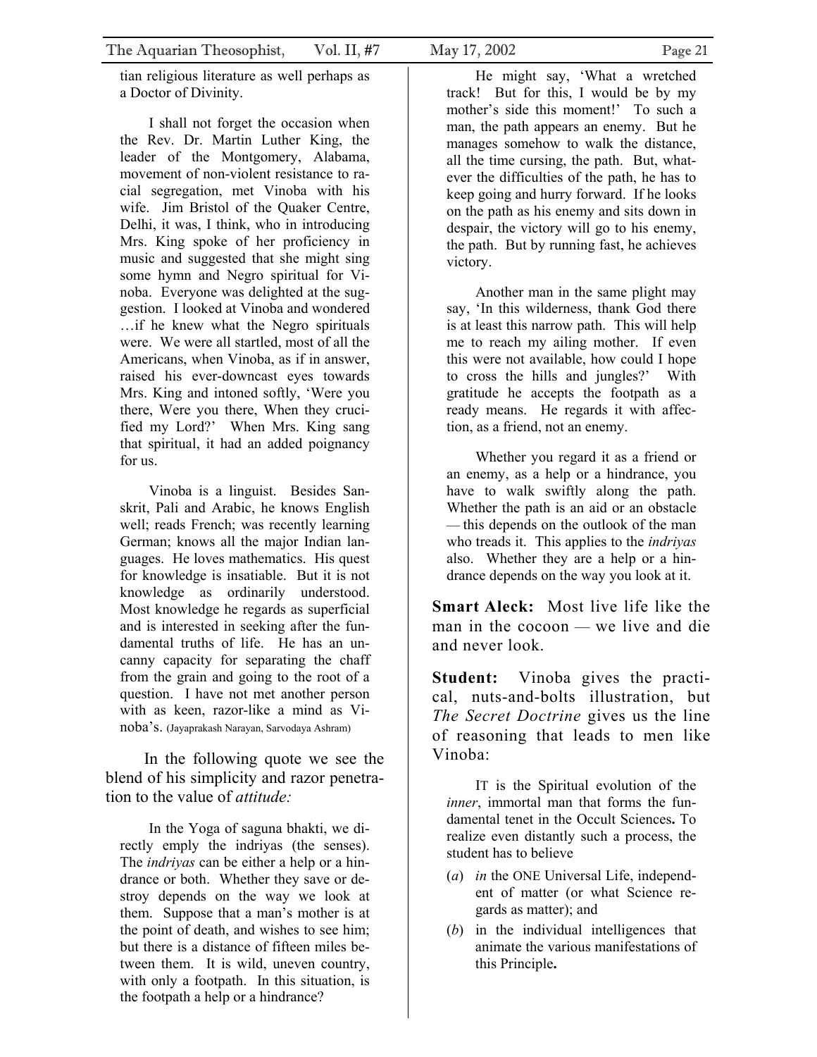tian religious literature as well perhaps as a Doctor of Divinity.

I shall not forget the occasion when the Rev. Dr. Martin Luther King, the leader of the Montgomery, Alabama, movement of non-violent resistance to racial segregation, met Vinoba with his wife. Jim Bristol of the Quaker Centre, Delhi, it was, I think, who in introducing Mrs. King spoke of her proficiency in music and suggested that she might sing some hymn and Negro spiritual for Vinoba. Everyone was delighted at the suggestion. I looked at Vinoba and wondered …if he knew what the Negro spirituals were. We were all startled, most of all the Americans, when Vinoba, as if in answer, raised his ever-downcast eyes towards Mrs. King and intoned softly, 'Were you there, Were you there, When they crucified my Lord?' When Mrs. King sang that spiritual, it had an added poignancy for us.

Vinoba is a linguist. Besides Sanskrit, Pali and Arabic, he knows English well; reads French; was recently learning German; knows all the major Indian languages. He loves mathematics. His quest for knowledge is insatiable. But it is not knowledge as ordinarily understood. Most knowledge he regards as superficial and is interested in seeking after the fundamental truths of life. He has an uncanny capacity for separating the chaff from the grain and going to the root of a question. I have not met another person with as keen, razor-like a mind as Vinoba's. (Jayaprakash Narayan, Sarvodaya Ashram)

In the following quote we see the blend of his simplicity and razor penetration to the value of *attitude:*

> In the Yoga of saguna bhakti, we directly emply the indriyas (the senses). The *indriyas* can be either a help or a hindrance or both. Whether they save or destroy depends on the way we look at them. Suppose that a man's mother is at the point of death, and wishes to see him; but there is a distance of fifteen miles between them. It is wild, uneven country, with only a footpath. In this situation, is the footpath a help or a hindrance?
>
> He might say, 'What a wretched track! But for this, I would be by my mother's side this moment!' To such a man, the path appears an enemy. But he manages somehow to walk the distance, all the time cursing, the path. But, whatever the difficulties of the path, he has to keep going and hurry forward. If he looks on the path as his enemy and sits down in despair, the victory will go to his enemy, the path. But by running fast, he achieves victory.
>
> Another man in the same plight may say, 'In this wilderness, thank God there is at least this narrow path. This will help me to reach my ailing mother. If even this were not available, how could I hope to cross the hills and jungles?' With gratitude he accepts the footpath as a ready means. He regards it with affection, as a friend, not an enemy.
>
> Whether you regard it as a friend or an enemy, as a help or a hindrance, you have to walk swiftly along the path. Whether the path is an aid or an obstacle — this depends on the outlook of the man who treads it. This applies to the *indriyas* also. Whether they are a help or a hindrance depends on the way you look at it.

**Smart Aleck:** Most live life like the man in the cocoon — we live and die and never look.

**Student:** Vinoba gives the practical, nuts-and-bolts illustration, but *The Secret Doctrine* gives us the line of reasoning that leads to men like Vinoba:

> IT is the Spiritual evolution of the *inner*, immortal man that forms the fundamental tenet in the Occult Sciences**.** To realize even distantly such a process, the student has to believe
>
> (*a*) *in* the ONE Universal Life, independent of matter (or what Science regards as matter); and
>
> (*b*) in the individual intelligences that animate the various manifestations of this Principle**.**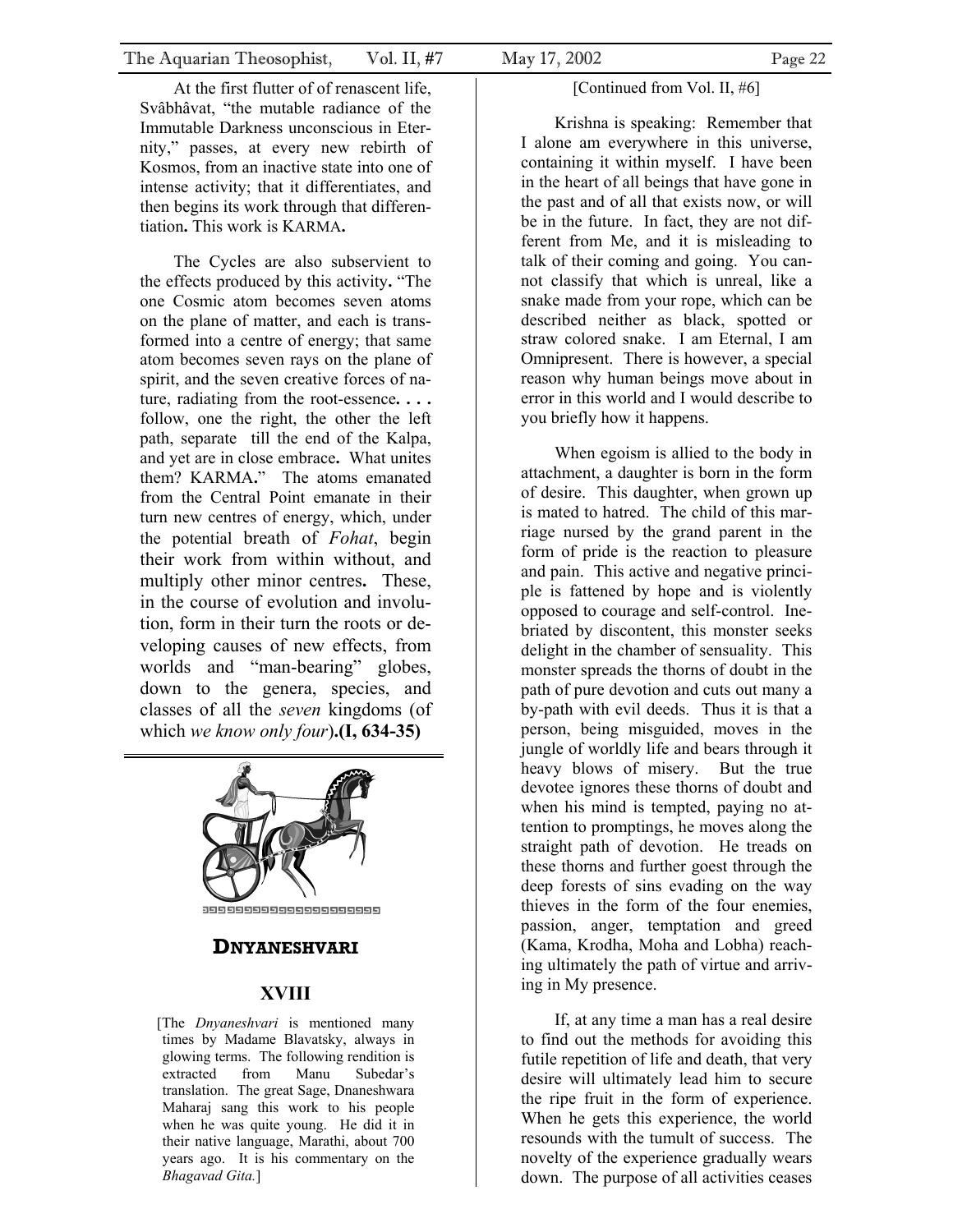At the first flutter of of renascent life, Svâbhâvat, "the mutable radiance of the Immutable Darkness unconscious in Eternity," passes, at every new rebirth of Kosmos, from an inactive state into one of intense activity; that it differentiates, and then begins its work through that differentiation**.** This work is KARMA**.**

The Cycles are also subservient to the effects produced by this activity**.** "The one Cosmic atom becomes seven atoms on the plane of matter, and each is transformed into a centre of energy; that same atom becomes seven rays on the plane of spirit, and the seven creative forces of nature, radiating from the root-essence**. . . .** follow, one the right, the other the left path, separate till the end of the Kalpa, and yet are in close embrace**.** What unites them? KARMA**.**" The atoms emanated from the Central Point emanate in their turn new centres of energy, which, under the potential breath of *Fohat*, begin their work from within without, and multiply other minor centres**.** These, in the course of evolution and involution, form in their turn the roots or developing causes of new effects, from worlds and "man-bearing" globes, down to the genera, species, and classes of all the *seven* kingdoms (of which *we know only four*)**.(I, 634-35)**

## DNYANESHVARI

## XVIII

[The *Dnyaneshvari* is mentioned many times by Madame Blavatsky, always in glowing terms. The following rendition is extracted from Manu Subedar's translation. The great Sage, Dnaneshwara Maharaj sang this work to his people when he was quite young. He did it in their native language, Marathi, about 700 years ago. It is his commentary on the *Bhagavad Gita.*]

[Continued from Vol. II, #6]

Krishna is speaking: Remember that I alone am everywhere in this universe, containing it within myself. I have been in the heart of all beings that have gone in the past and of all that exists now, or will be in the future. In fact, they are not different from Me, and it is misleading to talk of their coming and going. You cannot classify that which is unreal, like a snake made from your rope, which can be described neither as black, spotted or straw colored snake. I am Eternal, I am Omnipresent. There is however, a special reason why human beings move about in error in this world and I would describe to you briefly how it happens.

When egoism is allied to the body in attachment, a daughter is born in the form of desire. This daughter, when grown up is mated to hatred. The child of this marriage nursed by the grand parent in the form of pride is the reaction to pleasure and pain. This active and negative principle is fattened by hope and is violently opposed to courage and self-control. Inebriated by discontent, this monster seeks delight in the chamber of sensuality. This monster spreads the thorns of doubt in the path of pure devotion and cuts out many a by-path with evil deeds. Thus it is that a person, being misguided, moves in the jungle of worldly life and bears through it heavy blows of misery. But the true devotee ignores these thorns of doubt and when his mind is tempted, paying no attention to promptings, he moves along the straight path of devotion. He treads on these thorns and further goest through the deep forests of sins evading on the way thieves in the form of the four enemies, passion, anger, temptation and greed (Kama, Krodha, Moha and Lobha) reaching ultimately the path of virtue and arriving in My presence.

If, at any time a man has a real desire to find out the methods for avoiding this futile repetition of life and death, that very desire will ultimately lead him to secure the ripe fruit in the form of experience. When he gets this experience, the world resounds with the tumult of success. The novelty of the experience gradually wears down. The purpose of all activities ceases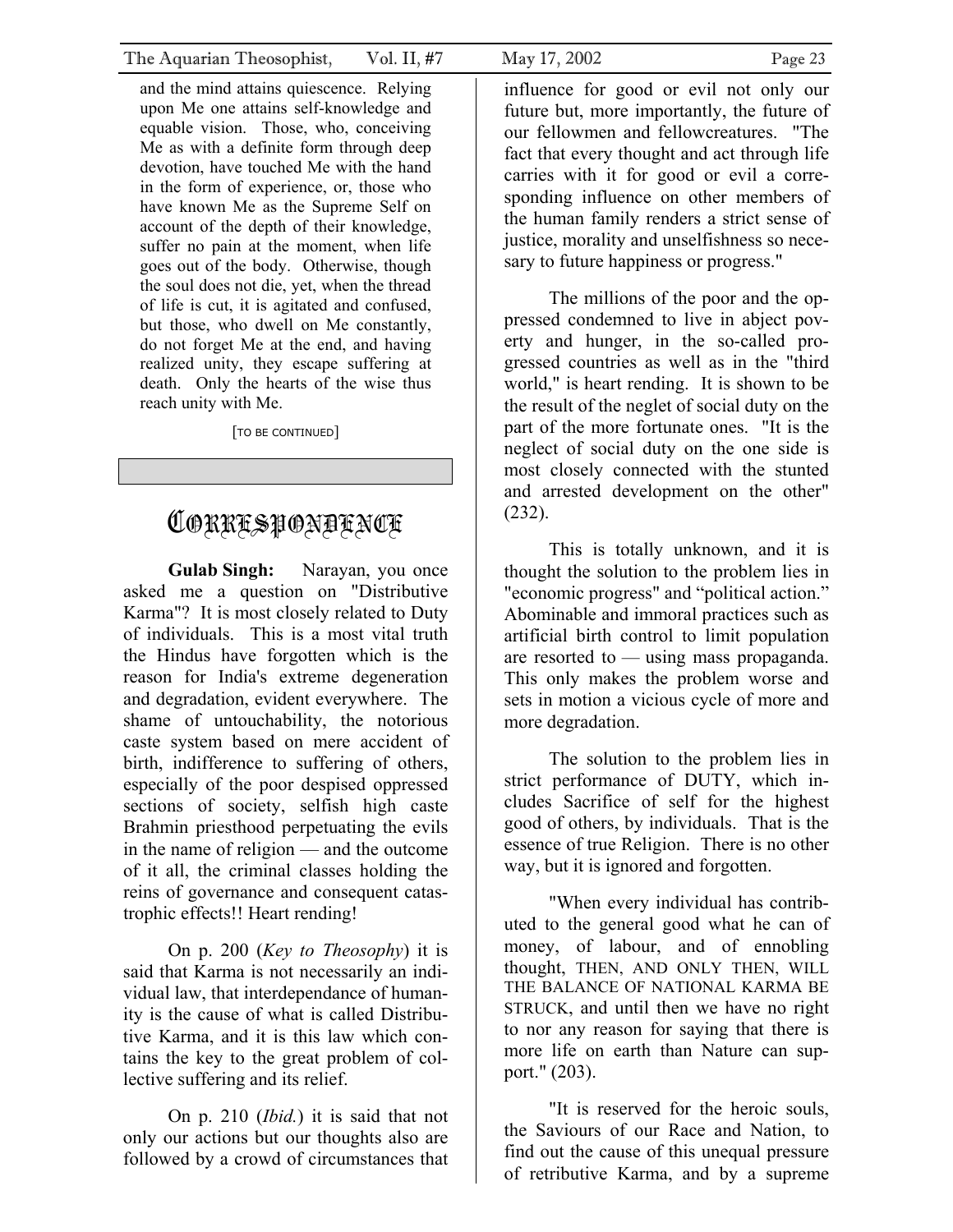and the mind attains quiescence. Relying upon Me one attains self-knowledge and equable vision. Those, who, conceiving Me as with a definite form through deep devotion, have touched Me with the hand in the form of experience, or, those who have known Me as the Supreme Self on account of the depth of their knowledge, suffer no pain at the moment, when life goes out of the body. Otherwise, though the soul does not die, yet, when the thread of life is cut, it is agitated and confused, but those, who dwell on Me constantly, do not forget Me at the end, and having realized unity, they escape suffering at death. Only the hearts of the wise thus reach unity with Me.

[TO BE CONTINUED]

# CORRESPONDENCE

**Gulab Singh:** Narayan, you once asked me a question on "Distributive Karma"? It is most closely related to Duty of individuals. This is a most vital truth the Hindus have forgotten which is the reason for India's extreme degeneration and degradation, evident everywhere. The shame of untouchability, the notorious caste system based on mere accident of birth, indifference to suffering of others, especially of the poor despised oppressed sections of society, selfish high caste Brahmin priesthood perpetuating the evils in the name of religion — and the outcome of it all, the criminal classes holding the reins of governance and consequent catastrophic effects!! Heart rending!

On p. 200 (*Key to Theosophy*) it is said that Karma is not necessarily an individual law, that interdependance of humanity is the cause of what is called Distributive Karma, and it is this law which contains the key to the great problem of collective suffering and its relief.

On p. 210 (*Ibid.*) it is said that not only our actions but our thoughts also are followed by a crowd of circumstances that influence for good or evil not only our future but, more importantly, the future of our fellowmen and fellowcreatures. "The fact that every thought and act through life carries with it for good or evil a corresponding influence on other members of the human family renders a strict sense of justice, morality and unselfishness so necesary to future happiness or progress."

The millions of the poor and the oppressed condemned to live in abject poverty and hunger, in the so-called progressed countries as well as in the "third world," is heart rending. It is shown to be the result of the neglet of social duty on the part of the more fortunate ones. "It is the neglect of social duty on the one side is most closely connected with the stunted and arrested development on the other" (232).

This is totally unknown, and it is thought the solution to the problem lies in "economic progress" and "political action." Abominable and immoral practices such as artificial birth control to limit population are resorted to — using mass propaganda. This only makes the problem worse and sets in motion a vicious cycle of more and more degradation.

The solution to the problem lies in strict performance of DUTY, which includes Sacrifice of self for the highest good of others, by individuals. That is the essence of true Religion. There is no other way, but it is ignored and forgotten.

"When every individual has contributed to the general good what he can of money, of labour, and of ennobling thought, THEN, AND ONLY THEN, WILL THE BALANCE OF NATIONAL KARMA BE STRUCK, and until then we have no right to nor any reason for saying that there is more life on earth than Nature can support." (203).

"It is reserved for the heroic souls, the Saviours of our Race and Nation, to find out the cause of this unequal pressure of retributive Karma, and by a supreme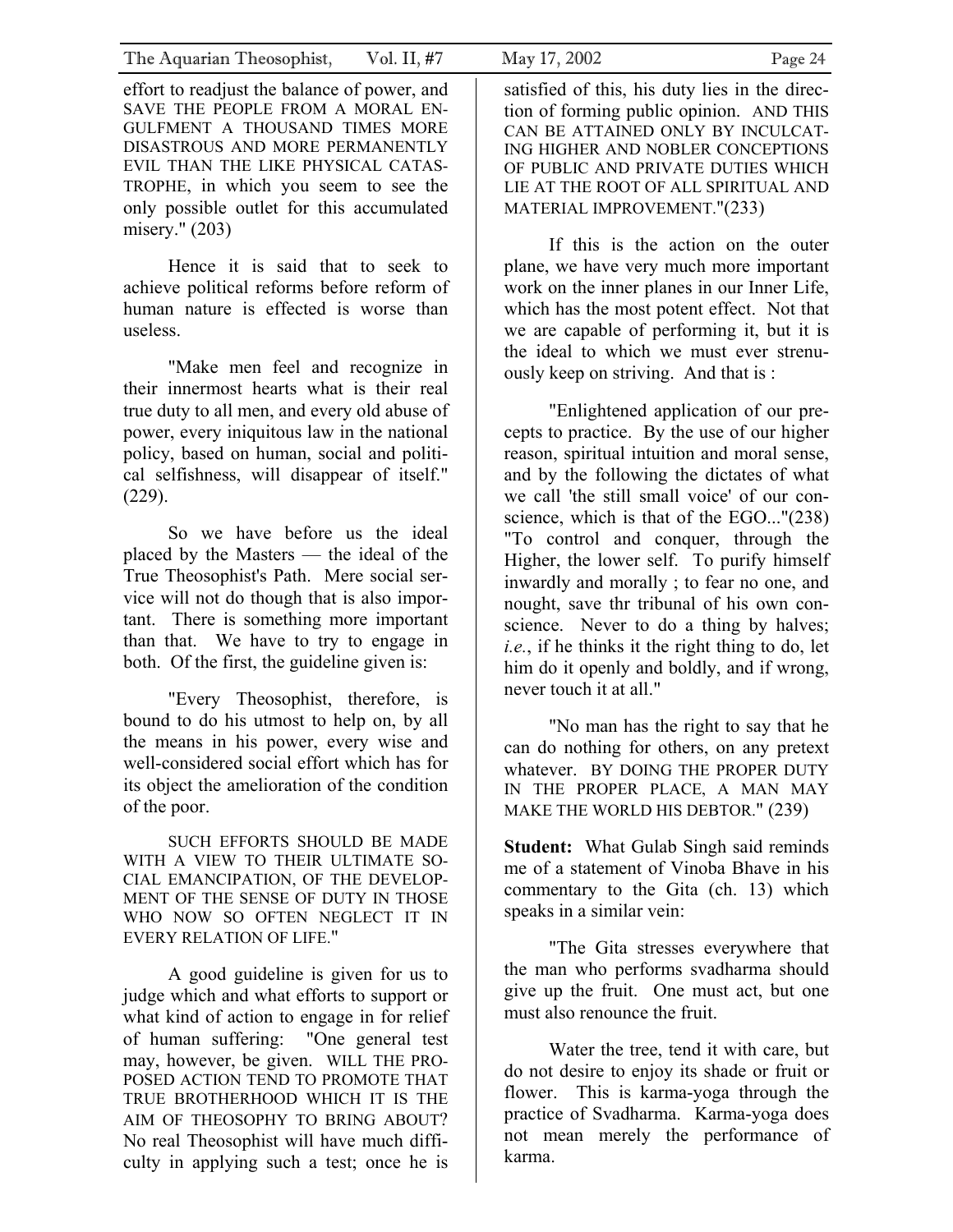effort to readjust the balance of power, and SAVE THE PEOPLE FROM A MORAL ENGULFMENT A THOUSAND TIMES MORE DISASTROUS AND MORE PERMANENTLY EVIL THAN THE LIKE PHYSICAL CATASTROPHE, in which you seem to see the only possible outlet for this accumulated misery." (203)

Hence it is said that to seek to achieve political reforms before reform of human nature is effected is worse than useless.

"Make men feel and recognize in their innermost hearts what is their real true duty to all men, and every old abuse of power, every iniquitous law in the national policy, based on human, social and political selfishness, will disappear of itself." (229).

So we have before us the ideal placed by the Masters — the ideal of the True Theosophist's Path. Mere social service will not do though that is also important. There is something more important than that. We have to try to engage in both. Of the first, the guideline given is:

"Every Theosophist, therefore, is bound to do his utmost to help on, by all the means in his power, every wise and well-considered social effort which has for its object the amelioration of the condition of the poor.

SUCH EFFORTS SHOULD BE MADE WITH A VIEW TO THEIR ULTIMATE SOCIAL EMANCIPATION, OF THE DEVELOPMENT OF THE SENSE OF DUTY IN THOSE WHO NOW SO OFTEN NEGLECT IT IN EVERY RELATION OF LIFE."

A good guideline is given for us to judge which and what efforts to support or what kind of action to engage in for relief of human suffering: "One general test may, however, be given. WILL THE PROPOSED ACTION TEND TO PROMOTE THAT TRUE BROTHERHOOD WHICH IT IS THE AIM OF THEOSOPHY TO BRING ABOUT? No real Theosophist will have much difficulty in applying such a test; once he is satisfied of this, his duty lies in the direction of forming public opinion. AND THIS CAN BE ATTAINED ONLY BY INCULCATING HIGHER AND NOBLER CONCEPTIONS OF PUBLIC AND PRIVATE DUTIES WHICH LIE AT THE ROOT OF ALL SPIRITUAL AND MATERIAL IMPROVEMENT."(233)

If this is the action on the outer plane, we have very much more important work on the inner planes in our Inner Life, which has the most potent effect. Not that we are capable of performing it, but it is the ideal to which we must ever strenuously keep on striving. And that is :

"Enlightened application of our precepts to practice. By the use of our higher reason, spiritual intuition and moral sense, and by the following the dictates of what we call 'the still small voice' of our conscience, which is that of the EGO..."(238) "To control and conquer, through the Higher, the lower self. To purify himself inwardly and morally ; to fear no one, and nought, save thr tribunal of his own conscience. Never to do a thing by halves; *i.e.*, if he thinks it the right thing to do, let him do it openly and boldly, and if wrong, never touch it at all."

"No man has the right to say that he can do nothing for others, on any pretext whatever. BY DOING THE PROPER DUTY IN THE PROPER PLACE, A MAN MAY MAKE THE WORLD HIS DEBTOR." (239)

**Student:** What Gulab Singh said reminds me of a statement of Vinoba Bhave in his commentary to the Gita (ch. 13) which speaks in a similar vein:

"The Gita stresses everywhere that the man who performs svadharma should give up the fruit. One must act, but one must also renounce the fruit.

Water the tree, tend it with care, but do not desire to enjoy its shade or fruit or flower. This is karma-yoga through the practice of Svadharma. Karma-yoga does not mean merely the performance of karma.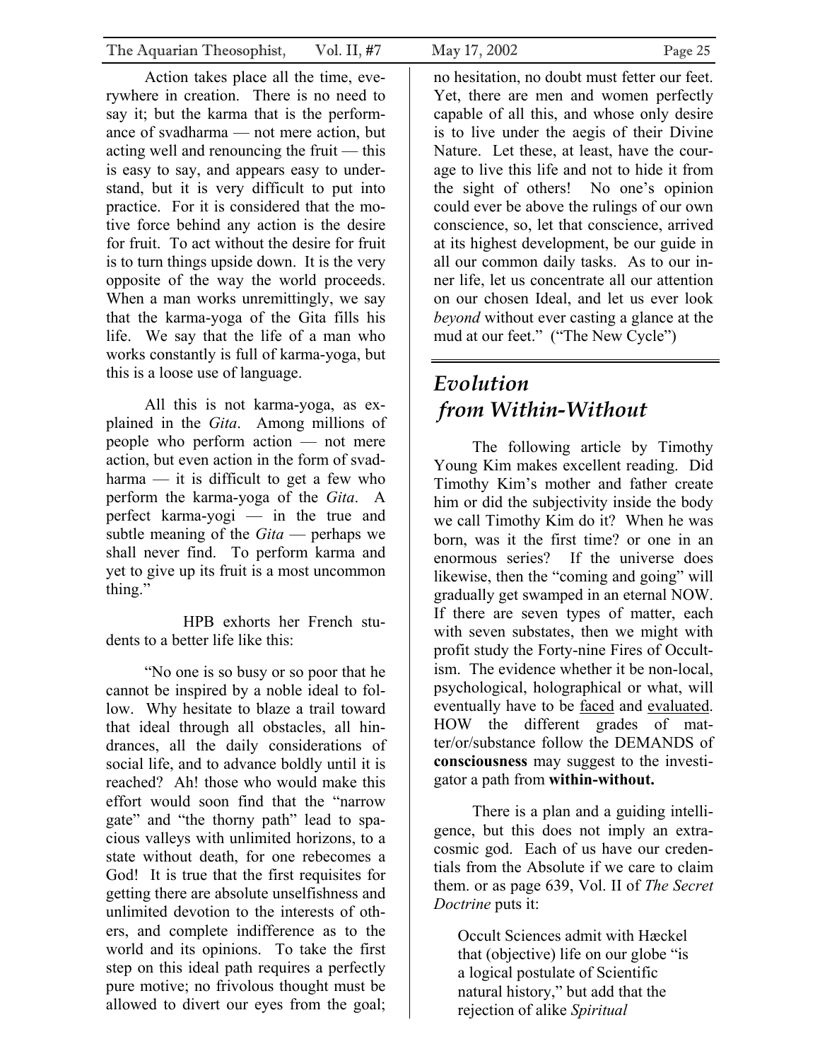Action takes place all the time, everywhere in creation. There is no need to say it; but the karma that is the performance of svadharma — not mere action, but acting well and renouncing the fruit — this is easy to say, and appears easy to understand, but it is very difficult to put into practice. For it is considered that the motive force behind any action is the desire for fruit. To act without the desire for fruit is to turn things upside down. It is the very opposite of the way the world proceeds. When a man works unremittingly, we say that the karma-yoga of the Gita fills his life. We say that the life of a man who works constantly is full of karma-yoga, but this is a loose use of language.

All this is not karma-yoga, as explained in the *Gita*. Among millions of people who perform action — not mere action, but even action in the form of svadharma — it is difficult to get a few who perform the karma-yoga of the *Gita*. A perfect karma-yogi — in the true and subtle meaning of the *Gita* — perhaps we shall never find. To perform karma and yet to give up its fruit is a most uncommon thing."

HPB exhorts her French students to a better life like this:

"No one is so busy or so poor that he cannot be inspired by a noble ideal to follow. Why hesitate to blaze a trail toward that ideal through all obstacles, all hindrances, all the daily considerations of social life, and to advance boldly until it is reached? Ah! those who would make this effort would soon find that the "narrow gate" and "the thorny path" lead to spacious valleys with unlimited horizons, to a state without death, for one rebecomes a God! It is true that the first requisites for getting there are absolute unselfishness and unlimited devotion to the interests of others, and complete indifference as to the world and its opinions. To take the first step on this ideal path requires a perfectly pure motive; no frivolous thought must be allowed to divert our eyes from the goal; no hesitation, no doubt must fetter our feet. Yet, there are men and women perfectly capable of all this, and whose only desire is to live under the aegis of their Divine Nature. Let these, at least, have the courage to live this life and not to hide it from the sight of others! No one's opinion could ever be above the rulings of our own conscience, so, let that conscience, arrived at its highest development, be our guide in all our common daily tasks. As to our inner life, let us concentrate all our attention on our chosen Ideal, and let us ever look *beyond* without ever casting a glance at the mud at our feet." ("The New Cycle")

## *Evolution from Within-Without*

The following article by Timothy Young Kim makes excellent reading. Did Timothy Kim's mother and father create him or did the subjectivity inside the body we call Timothy Kim do it? When he was born, was it the first time? or one in an enormous series? If the universe does likewise, then the "coming and going" will gradually get swamped in an eternal NOW. If there are seven types of matter, each with seven substates, then we might with profit study the Forty-nine Fires of Occultism. The evidence whether it be non-local, psychological, holographical or what, will eventually have to be <u>faced</u> and <u>evaluated</u>. HOW the different grades of matter/or/substance follow the DEMANDS of **consciousness** may suggest to the investigator a path from **within-without.**

There is a plan and a guiding intelligence, but this does not imply an extra-cosmic god. Each of us have our credentials from the Absolute if we care to claim them. or as page 639, Vol. II of *The Secret Doctrine* puts it:

> Occult Sciences admit with Hæckel that (objective) life on our globe "is a logical postulate of Scientific natural history," but add that the rejection of alike *Spiritual*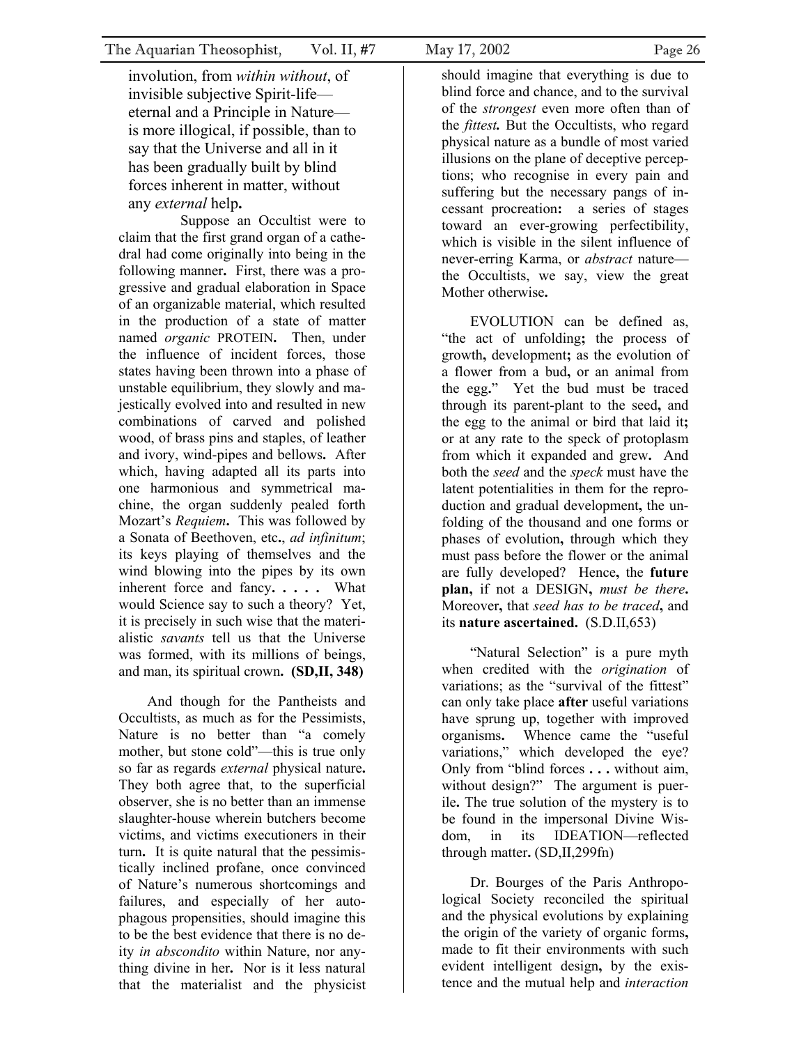involution, from *within without*, of invisible subjective Spirit-life—eternal and a Principle in Nature—is more illogical, if possible, than to say that the Universe and all in it has been gradually built by blind forces inherent in matter, without any *external* help**.**

Suppose an Occultist were to claim that the first grand organ of a cathedral had come originally into being in the following manner**.** First, there was a progressive and gradual elaboration in Space of an organizable material, which resulted in the production of a state of matter named *organic* PROTEIN**.** Then, under the influence of incident forces, those states having been thrown into a phase of unstable equilibrium, they slowly and majestically evolved into and resulted in new combinations of carved and polished wood, of brass pins and staples, of leather and ivory, wind-pipes and bellows**.** After which, having adapted all its parts into one harmonious and symmetrical machine, the organ suddenly pealed forth Mozart's *Requiem***.** This was followed by a Sonata of Beethoven, etc**.**, *ad infinitum*; its keys playing of themselves and the wind blowing into the pipes by its own inherent force and fancy**. . . . .** What would Science say to such a theory? Yet, it is precisely in such wise that the materialistic *savants* tell us that the Universe was formed, with its millions of beings, and man, its spiritual crown**. (SD,II, 348)**

And though for the Pantheists and Occultists, as much as for the Pessimists, Nature is no better than "a comely mother, but stone cold"—this is true only so far as regards *external* physical nature**.** They both agree that, to the superficial observer, she is no better than an immense slaughter-house wherein butchers become victims, and victims executioners in their turn**.** It is quite natural that the pessimistically inclined profane, once convinced of Nature's numerous shortcomings and failures, and especially of her autophagous propensities, should imagine this to be the best evidence that there is no deity *in abscondito* within Nature, nor anything divine in her**.** Nor is it less natural that the materialist and the physicist should imagine that everything is due to blind force and chance, and to the survival of the *strongest* even more often than of the *fittest.* But the Occultists, who regard physical nature as a bundle of most varied illusions on the plane of deceptive perceptions; who recognise in every pain and suffering but the necessary pangs of incessant procreation**:** a series of stages toward an ever-growing perfectibility, which is visible in the silent influence of never-erring Karma, or *abstract* nature—the Occultists, we say, view the great Mother otherwise**.**

EVOLUTION can be defined as, "the act of unfolding**;** the process of growth**,** development**;** as the evolution of a flower from a bud**,** or an animal from the egg**.**" Yet the bud must be traced through its parent-plant to the seed**,** and the egg to the animal or bird that laid it**;** or at any rate to the speck of protoplasm from which it expanded and grew**.** And both the *seed* and the *speck* must have the latent potentialities in them for the reproduction and gradual development**,** the unfolding of the thousand and one forms or phases of evolution**,** through which they must pass before the flower or the animal are fully developed? Hence**,** the **future plan,** if not a DESIGN**,** *must be there***.** Moreover**,** that *seed has to be traced***,** and its **nature ascertained.** (S.D.II,653)

"Natural Selection" is a pure myth when credited with the *origination* of variations; as the "survival of the fittest" can only take place **after** useful variations have sprung up, together with improved organisms**.** Whence came the "useful variations," which developed the eye? Only from "blind forces **. . .** without aim, without design?" The argument is puerile**.** The true solution of the mystery is to be found in the impersonal Divine Wisdom, in its IDEATION—reflected through matter**.** (SD,II,299fn)

Dr. Bourges of the Paris Anthropological Society reconciled the spiritual and the physical evolutions by explaining the origin of the variety of organic forms**,** made to fit their environments with such evident intelligent design**,** by the existence and the mutual help and *interaction*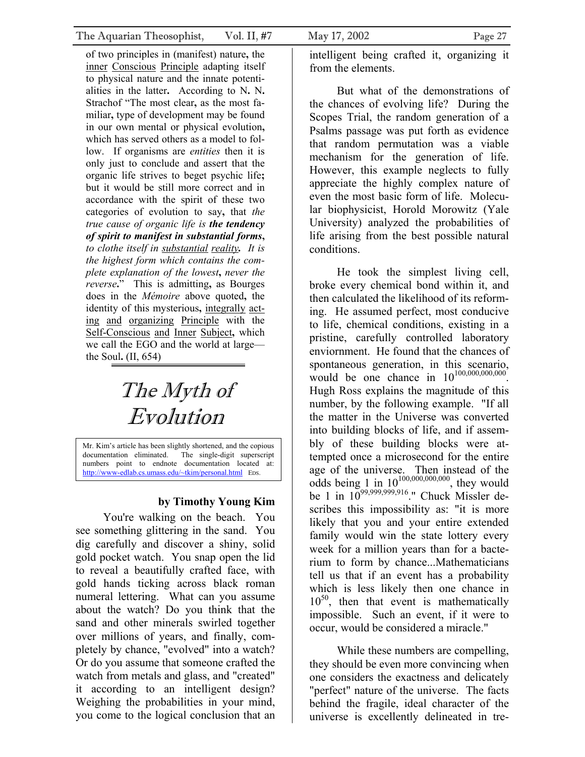of two principles in (manifest) nature**,** the inner Conscious Principle adapting itself to physical nature and the innate potentialities in the latter**.** According to N**.** N**.** Strachof "The most clear**,** as the most familiar**,** type of development may be found in our own mental or physical evolution**,** which has served others as a model to follow. If organisms are *entities* then it is only just to conclude and assert that the organic life strives to beget psychic life**;** but it would be still more correct and in accordance with the spirit of these two categories of evolution to say**,** that *the true cause of organic life is* ***the tendency of spirit to manifest in substantial forms****,* *to clothe itself in substantial reality.* *It is the highest form which contains the complete explanation of the lowest*, *never the reverse***.**" This is admitting**,** as Bourges does in the *Mémoire* above quoted**,** the identity of this mysterious**,** integrally acting and organizing Principle with the Self-Conscious and Inner Subject**,** which we call the EGO and the world at large—the Soul**.** (II, 654)

# The Myth of Evolution

Mr. Kim's article has been slightly shortened, and the copious documentation eliminated. The single-digit superscript numbers point to endnote documentation located at: http://www-edlab.cs.umass.edu/~tkim/personal.html EDS.

**by Timothy Young Kim**

You're walking on the beach. You see something glittering in the sand. You dig carefully and discover a shiny, solid gold pocket watch. You snap open the lid to reveal a beautifully crafted face, with gold hands ticking across black roman numeral lettering. What can you assume about the watch? Do you think that the sand and other minerals swirled together over millions of years, and finally, completely by chance, "evolved" into a watch? Or do you assume that someone crafted the watch from metals and glass, and "created" it according to an intelligent design? Weighing the probabilities in your mind, you come to the logical conclusion that an intelligent being crafted it, organizing it from the elements.

But what of the demonstrations of the chances of evolving life? During the Scopes Trial, the random generation of a Psalms passage was put forth as evidence that random permutation was a viable mechanism for the generation of life. However, this example neglects to fully appreciate the highly complex nature of even the most basic form of life. Molecular biophysicist, Horold Morowitz (Yale University) analyzed the probabilities of life arising from the best possible natural conditions.

He took the simplest living cell, broke every chemical bond within it, and then calculated the likelihood of its reforming. He assumed perfect, most conducive to life, chemical conditions, existing in a pristine, carefully controlled laboratory enviornment. He found that the chances of spontaneous generation, in this scenario, would be one chance in $10^{100,000,000,000}$. Hugh Ross explains the magnitude of this number, by the following example. "If all the matter in the Universe was converted into building blocks of life, and if assembly of these building blocks were attempted once a microsecond for the entire age of the universe. Then instead of the odds being 1 in $10^{100,000,000,000}$, they would be 1 in $10^{99,999,999,916}$." Chuck Missler describes this impossibility as: "it is more likely that you and your entire extended family would win the state lottery every week for a million years than for a bacterium to form by chance...Mathematicians tell us that if an event has a probability which is less likely then one chance in $10^{50}$, then that event is mathematically impossible. Such an event, if it were to occur, would be considered a miracle."

While these numbers are compelling, they should be even more convincing when one considers the exactness and delicately "perfect" nature of the universe. The facts behind the fragile, ideal character of the universe is excellently delineated in tre-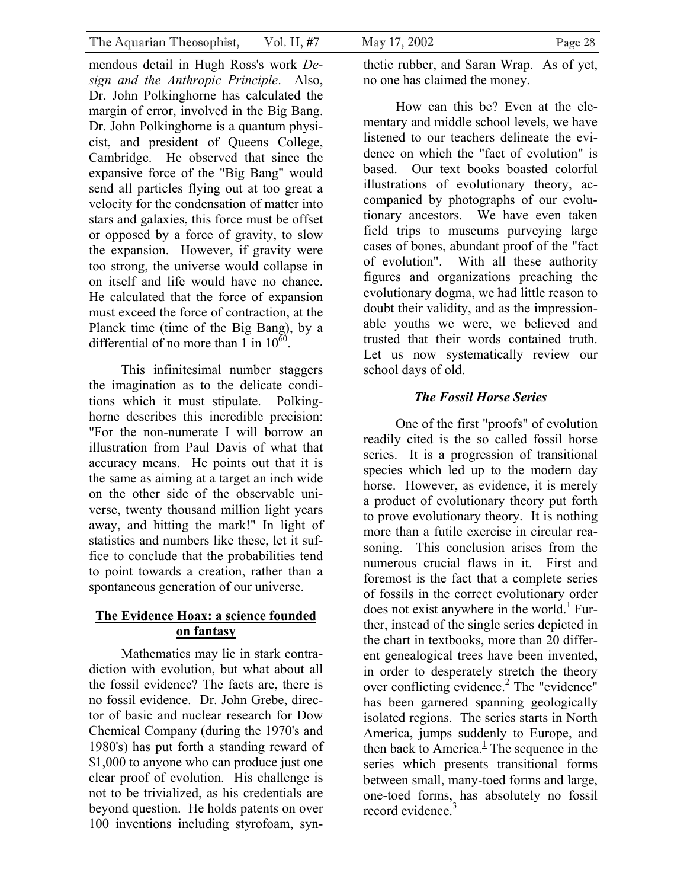mendous detail in Hugh Ross's work *Design and the Anthropic Principle*. Also, Dr. John Polkinghorne has calculated the margin of error, involved in the Big Bang. Dr. John Polkinghorne is a quantum physicist, and president of Queens College, Cambridge. He observed that since the expansive force of the "Big Bang" would send all particles flying out at too great a velocity for the condensation of matter into stars and galaxies, this force must be offset or opposed by a force of gravity, to slow the expansion. However, if gravity were too strong, the universe would collapse in on itself and life would have no chance. He calculated that the force of expansion must exceed the force of contraction, at the Planck time (time of the Big Bang), by a differential of no more than 1 in $10^{60}$.

This infinitesimal number staggers the imagination as to the delicate conditions which it must stipulate. Polkinghorne describes this incredible precision: "For the non-numerate I will borrow an illustration from Paul Davis of what that accuracy means. He points out that it is the same as aiming at a target an inch wide on the other side of the observable universe, twenty thousand million light years away, and hitting the mark!" In light of statistics and numbers like these, let it suffice to conclude that the probabilities tend to point towards a creation, rather than a spontaneous generation of our universe.

## **The Evidence Hoax: a science founded on fantasy**

Mathematics may lie in stark contradiction with evolution, but what about all the fossil evidence? The facts are, there is no fossil evidence. Dr. John Grebe, director of basic and nuclear research for Dow Chemical Company (during the 1970's and 1980's) has put forth a standing reward of $1,000 to anyone who can produce just one clear proof of evolution. His challenge is not to be trivialized, as his credentials are beyond question. He holds patents on over 100 inventions including styrofoam, synthetic rubber, and Saran Wrap. As of yet, no one has claimed the money.

How can this be? Even at the elementary and middle school levels, we have listened to our teachers delineate the evidence on which the "fact of evolution" is based. Our text books boasted colorful illustrations of evolutionary theory, accompanied by photographs of our evolutionary ancestors. We have even taken field trips to museums purveying large cases of bones, abundant proof of the "fact of evolution". With all these authority figures and organizations preaching the evolutionary dogma, we had little reason to doubt their validity, and as the impressionable youths we were, we believed and trusted that their words contained truth. Let us now systematically review our school days of old.

### ***The Fossil Horse Series***

One of the first "proofs" of evolution readily cited is the so called fossil horse series. It is a progression of transitional species which led up to the modern day horse. However, as evidence, it is merely a product of evolutionary theory put forth to prove evolutionary theory. It is nothing more than a futile exercise in circular reasoning. This conclusion arises from the numerous crucial flaws in it. First and foremost is the fact that a complete series of fossils in the correct evolutionary order does not exist anywhere in the world.[1] Further, instead of the single series depicted in the chart in textbooks, more than 20 different genealogical trees have been invented, in order to desperately stretch the theory over conflicting evidence.[2] The "evidence" has been garnered spanning geologically isolated regions. The series starts in North America, jumps suddenly to Europe, and then back to America.[1] The sequence in the series which presents transitional forms between small, many-toed forms and large, one-toed forms, has absolutely no fossil record evidence.[3]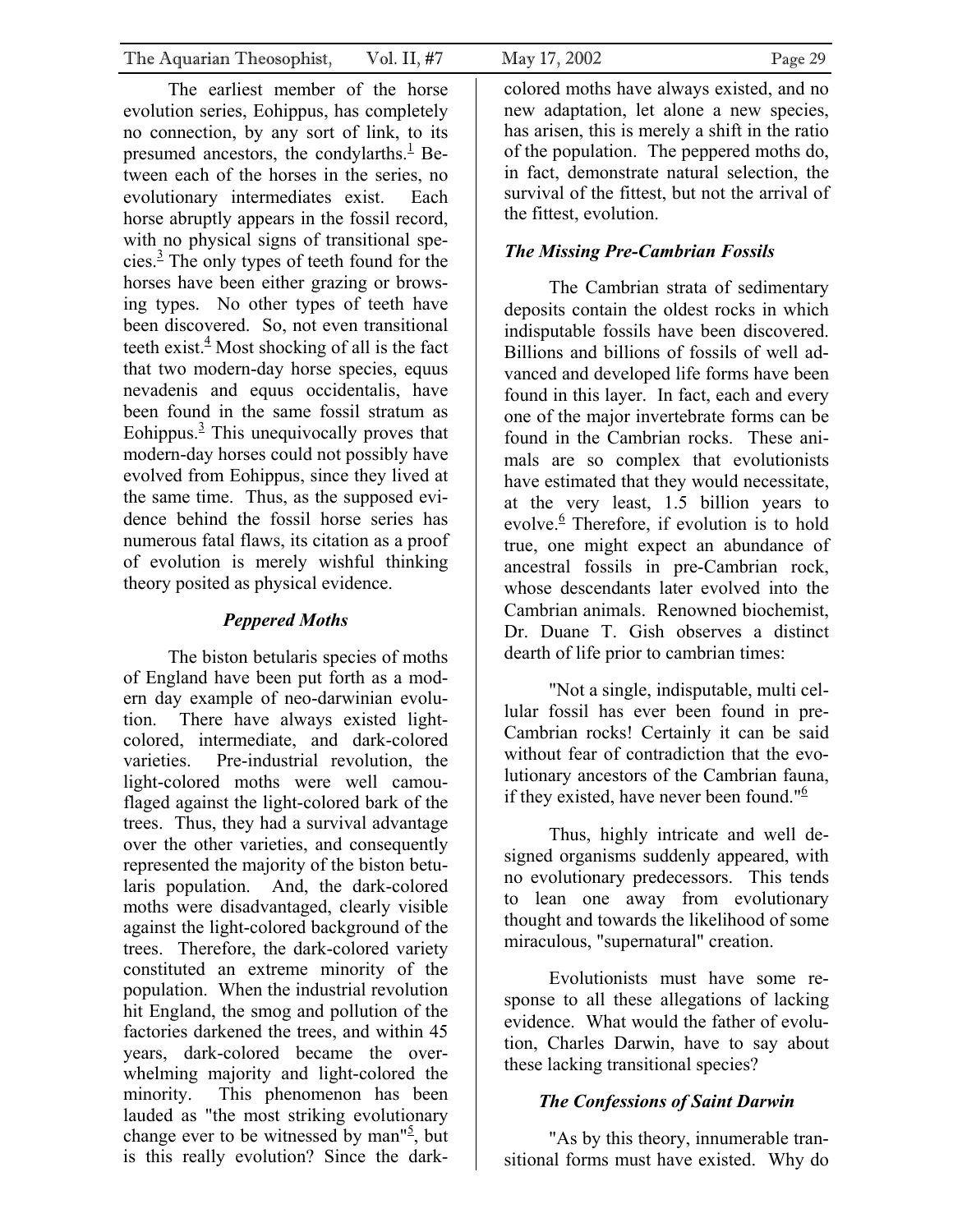The earliest member of the horse evolution series, Eohippus, has completely no connection, by any sort of link, to its presumed ancestors, the condylarths.[1] Between each of the horses in the series, no evolutionary intermediates exist. Each horse abruptly appears in the fossil record, with no physical signs of transitional species.[3] The only types of teeth found for the horses have been either grazing or browsing types. No other types of teeth have been discovered. So, not even transitional teeth exist.[4] Most shocking of all is the fact that two modern-day horse species, equus nevadenis and equus occidentalis, have been found in the same fossil stratum as Eohippus.[3] This unequivocally proves that modern-day horses could not possibly have evolved from Eohippus, since they lived at the same time. Thus, as the supposed evidence behind the fossil horse series has numerous fatal flaws, its citation as a proof of evolution is merely wishful thinking theory posited as physical evidence.

### *Peppered Moths*

The biston betularis species of moths of England have been put forth as a modern day example of neo-darwinian evolution. There have always existed light-colored, intermediate, and dark-colored varieties. Pre-industrial revolution, the light-colored moths were well camouflaged against the light-colored bark of the trees. Thus, they had a survival advantage over the other varieties, and consequently represented the majority of the biston betularis population. And, the dark-colored moths were disadvantaged, clearly visible against the light-colored background of the trees. Therefore, the dark-colored variety constituted an extreme minority of the population. When the industrial revolution hit England, the smog and pollution of the factories darkened the trees, and within 45 years, dark-colored became the overwhelming majority and light-colored the minority. This phenomenon has been lauded as "the most striking evolutionary change ever to be witnessed by man"[5], but is this really evolution? Since the dark-colored moths have always existed, and no new adaptation, let alone a new species, has arisen, this is merely a shift in the ratio of the population. The peppered moths do, in fact, demonstrate natural selection, the survival of the fittest, but not the arrival of the fittest, evolution.

### *The Missing Pre-Cambrian Fossils*

The Cambrian strata of sedimentary deposits contain the oldest rocks in which indisputable fossils have been discovered. Billions and billions of fossils of well advanced and developed life forms have been found in this layer. In fact, each and every one of the major invertebrate forms can be found in the Cambrian rocks. These animals are so complex that evolutionists have estimated that they would necessitate, at the very least, 1.5 billion years to evolve.[6] Therefore, if evolution is to hold true, one might expect an abundance of ancestral fossils in pre-Cambrian rock, whose descendants later evolved into the Cambrian animals. Renowned biochemist, Dr. Duane T. Gish observes a distinct dearth of life prior to cambrian times:

"Not a single, indisputable, multi cellular fossil has ever been found in pre-Cambrian rocks! Certainly it can be said without fear of contradiction that the evolutionary ancestors of the Cambrian fauna, if they existed, have never been found."[6]

Thus, highly intricate and well designed organisms suddenly appeared, with no evolutionary predecessors. This tends to lean one away from evolutionary thought and towards the likelihood of some miraculous, "supernatural" creation.

Evolutionists must have some response to all these allegations of lacking evidence. What would the father of evolution, Charles Darwin, have to say about these lacking transitional species?

### *The Confessions of Saint Darwin*

"As by this theory, innumerable transitional forms must have existed. Why do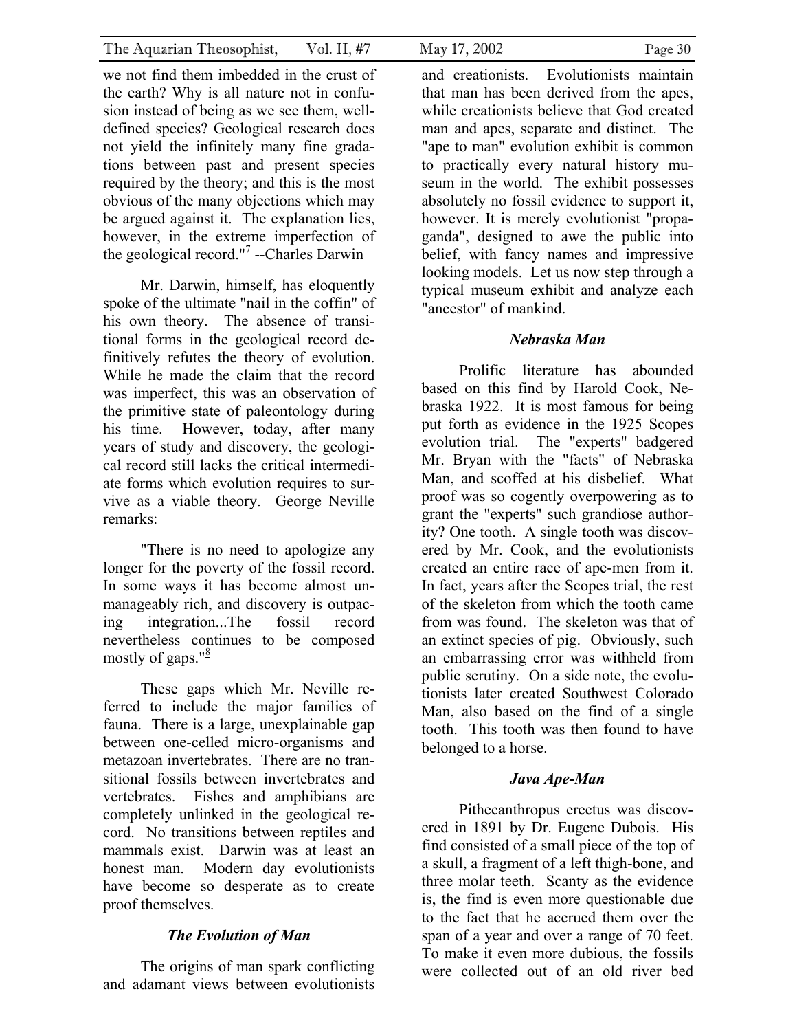we not find them imbedded in the crust of the earth? Why is all nature not in confusion instead of being as we see them, well-defined species? Geological research does not yield the infinitely many fine gradations between past and present species required by the theory; and this is the most obvious of the many objections which may be argued against it. The explanation lies, however, in the extreme imperfection of the geological record."[7] --Charles Darwin

Mr. Darwin, himself, has eloquently spoke of the ultimate "nail in the coffin" of his own theory. The absence of transitional forms in the geological record definitively refutes the theory of evolution. While he made the claim that the record was imperfect, this was an observation of the primitive state of paleontology during his time. However, today, after many years of study and discovery, the geological record still lacks the critical intermediate forms which evolution requires to survive as a viable theory. George Neville remarks:

"There is no need to apologize any longer for the poverty of the fossil record. In some ways it has become almost unmanageably rich, and discovery is outpacing integration...The fossil record nevertheless continues to be composed mostly of gaps."[8]

These gaps which Mr. Neville referred to include the major families of fauna. There is a large, unexplainable gap between one-celled micro-organisms and metazoan invertebrates. There are no transitional fossils between invertebrates and vertebrates. Fishes and amphibians are completely unlinked in the geological record. No transitions between reptiles and mammals exist. Darwin was at least an honest man. Modern day evolutionists have become so desperate as to create proof themselves.

### *The Evolution of Man*

The origins of man spark conflicting and adamant views between evolutionists and creationists. Evolutionists maintain that man has been derived from the apes, while creationists believe that God created man and apes, separate and distinct. The "ape to man" evolution exhibit is common to practically every natural history museum in the world. The exhibit possesses absolutely no fossil evidence to support it, however. It is merely evolutionist "propaganda", designed to awe the public into belief, with fancy names and impressive looking models. Let us now step through a typical museum exhibit and analyze each "ancestor" of mankind.

### *Nebraska Man*

Prolific literature has abounded based on this find by Harold Cook, Nebraska 1922. It is most famous for being put forth as evidence in the 1925 Scopes evolution trial. The "experts" badgered Mr. Bryan with the "facts" of Nebraska Man, and scoffed at his disbelief. What proof was so cogently overpowering as to grant the "experts" such grandiose authority? One tooth. A single tooth was discovered by Mr. Cook, and the evolutionists created an entire race of ape-men from it. In fact, years after the Scopes trial, the rest of the skeleton from which the tooth came from was found. The skeleton was that of an extinct species of pig. Obviously, such an embarrassing error was withheld from public scrutiny. On a side note, the evolutionists later created Southwest Colorado Man, also based on the find of a single tooth. This tooth was then found to have belonged to a horse.

### *Java Ape-Man*

Pithecanthropus erectus was discovered in 1891 by Dr. Eugene Dubois. His find consisted of a small piece of the top of a skull, a fragment of a left thigh-bone, and three molar teeth. Scanty as the evidence is, the find is even more questionable due to the fact that he accrued them over the span of a year and over a range of 70 feet. To make it even more dubious, the fossils were collected out of an old river bed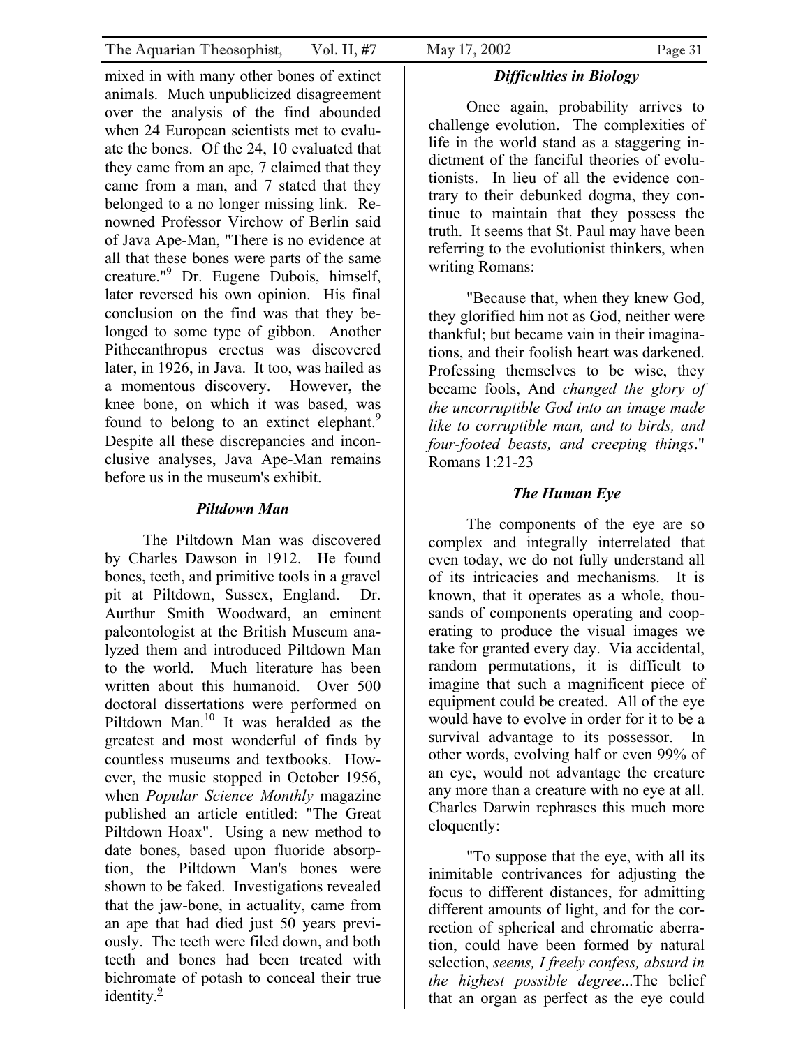mixed in with many other bones of extinct animals. Much unpublicized disagreement over the analysis of the find abounded when 24 European scientists met to evaluate the bones. Of the 24, 10 evaluated that they came from an ape, 7 claimed that they came from a man, and 7 stated that they belonged to a no longer missing link. Renowned Professor Virchow of Berlin said of Java Ape-Man, "There is no evidence at all that these bones were parts of the same creature."[9] Dr. Eugene Dubois, himself, later reversed his own opinion. His final conclusion on the find was that they belonged to some type of gibbon. Another Pithecanthropus erectus was discovered later, in 1926, in Java. It too, was hailed as a momentous discovery. However, the knee bone, on which it was based, was found to belong to an extinct elephant.[9] Despite all these discrepancies and inconclusive analyses, Java Ape-Man remains before us in the museum's exhibit.

### *Piltdown Man*

The Piltdown Man was discovered by Charles Dawson in 1912. He found bones, teeth, and primitive tools in a gravel pit at Piltdown, Sussex, England. Dr. Aurthur Smith Woodward, an eminent paleontologist at the British Museum analyzed them and introduced Piltdown Man to the world. Much literature has been written about this humanoid. Over 500 doctoral dissertations were performed on Piltdown Man.[10] It was heralded as the greatest and most wonderful of finds by countless museums and textbooks. However, the music stopped in October 1956, when *Popular Science Monthly* magazine published an article entitled: "The Great Piltdown Hoax". Using a new method to date bones, based upon fluoride absorption, the Piltdown Man's bones were shown to be faked. Investigations revealed that the jaw-bone, in actuality, came from an ape that had died just 50 years previously. The teeth were filed down, and both teeth and bones had been treated with bichromate of potash to conceal their true identity.[9]

### *Difficulties in Biology*

Once again, probability arrives to challenge evolution. The complexities of life in the world stand as a staggering indictment of the fanciful theories of evolutionists. In lieu of all the evidence contrary to their debunked dogma, they continue to maintain that they possess the truth. It seems that St. Paul may have been referring to the evolutionist thinkers, when writing Romans:

> "Because that, when they knew God, they glorified him not as God, neither were thankful; but became vain in their imaginations, and their foolish heart was darkened. Professing themselves to be wise, they became fools, And *changed the glory of the uncorruptible God into an image made like to corruptible man, and to birds, and four-footed beasts, and creeping things*." Romans 1:21-23

### *The Human Eye*

The components of the eye are so complex and integrally interrelated that even today, we do not fully understand all of its intricacies and mechanisms. It is known, that it operates as a whole, thousands of components operating and cooperating to produce the visual images we take for granted every day. Via accidental, random permutations, it is difficult to imagine that such a magnificent piece of equipment could be created. All of the eye would have to evolve in order for it to be a survival advantage to its possessor. In other words, evolving half or even 99% of an eye, would not advantage the creature any more than a creature with no eye at all. Charles Darwin rephrases this much more eloquently:

> "To suppose that the eye, with all its inimitable contrivances for adjusting the focus to different distances, for admitting different amounts of light, and for the correction of spherical and chromatic aberration, could have been formed by natural selection, *seems, I freely confess, absurd in the highest possible degree*...The belief that an organ as perfect as the eye could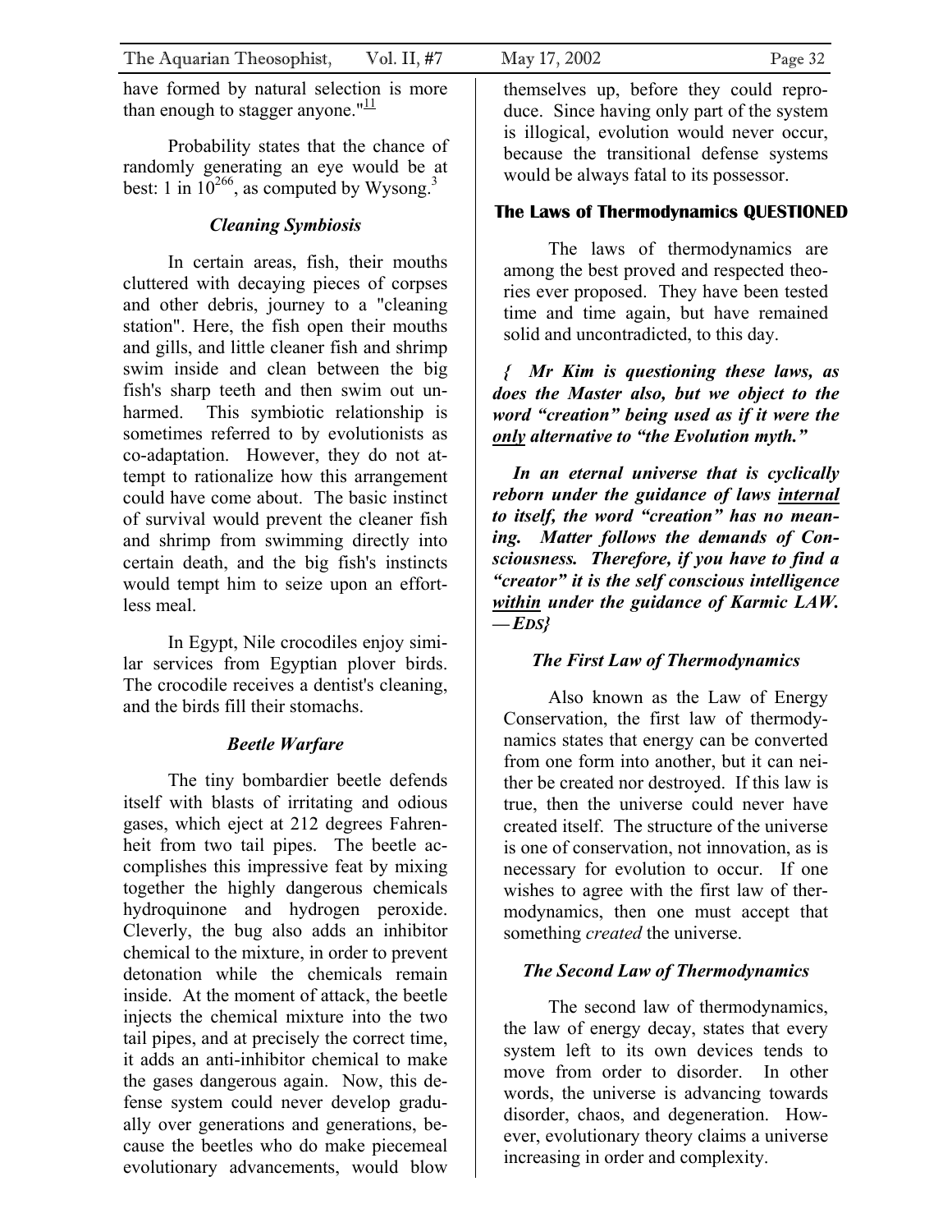have formed by natural selection is more than enough to stagger anyone."[11]

Probability states that the chance of randomly generating an eye would be at best: 1 in $10^{266}$, as computed by Wysong.[3]

### *Cleaning Symbiosis*

In certain areas, fish, their mouths cluttered with decaying pieces of corpses and other debris, journey to a "cleaning station". Here, the fish open their mouths and gills, and little cleaner fish and shrimp swim inside and clean between the big fish's sharp teeth and then swim out unharmed. This symbiotic relationship is sometimes referred to by evolutionists as co-adaptation. However, they do not attempt to rationalize how this arrangement could have come about. The basic instinct of survival would prevent the cleaner fish and shrimp from swimming directly into certain death, and the big fish's instincts would tempt him to seize upon an effortless meal.

In Egypt, Nile crocodiles enjoy similar services from Egyptian plover birds. The crocodile receives a dentist's cleaning, and the birds fill their stomachs.

### *Beetle Warfare*

The tiny bombardier beetle defends itself with blasts of irritating and odious gases, which eject at 212 degrees Fahrenheit from two tail pipes. The beetle accomplishes this impressive feat by mixing together the highly dangerous chemicals hydroquinone and hydrogen peroxide. Cleverly, the bug also adds an inhibitor chemical to the mixture, in order to prevent detonation while the chemicals remain inside. At the moment of attack, the beetle injects the chemical mixture into the two tail pipes, and at precisely the correct time, it adds an anti-inhibitor chemical to make the gases dangerous again. Now, this defense system could never develop gradually over generations and generations, because the beetles who do make piecemeal evolutionary advancements, would blow themselves up, before they could reproduce. Since having only part of the system is illogical, evolution would never occur, because the transitional defense systems would be always fatal to its possessor.

## The Laws of Thermodynamics QUESTIONED

The laws of thermodynamics are among the best proved and respected theories ever proposed. They have been tested time and time again, but have remained solid and uncontradicted, to this day.

***{ Mr Kim is questioning these laws, as does the Master also, but we object to the word "creation" being used as if it were the only alternative to "the Evolution myth."***

***In an eternal universe that is cyclically reborn under the guidance of laws internal to itself, the word "creation" has no meaning. Matter follows the demands of Consciousness. Therefore, if you have to find a "creator" it is the self conscious intelligence within under the guidance of Karmic LAW. —EDS}***

### *The First Law of Thermodynamics*

Also known as the Law of Energy Conservation, the first law of thermodynamics states that energy can be converted from one form into another, but it can neither be created nor destroyed. If this law is true, then the universe could never have created itself. The structure of the universe is one of conservation, not innovation, as is necessary for evolution to occur. If one wishes to agree with the first law of thermodynamics, then one must accept that something *created* the universe.

### *The Second Law of Thermodynamics*

The second law of thermodynamics, the law of energy decay, states that every system left to its own devices tends to move from order to disorder. In other words, the universe is advancing towards disorder, chaos, and degeneration. However, evolutionary theory claims a universe increasing in order and complexity.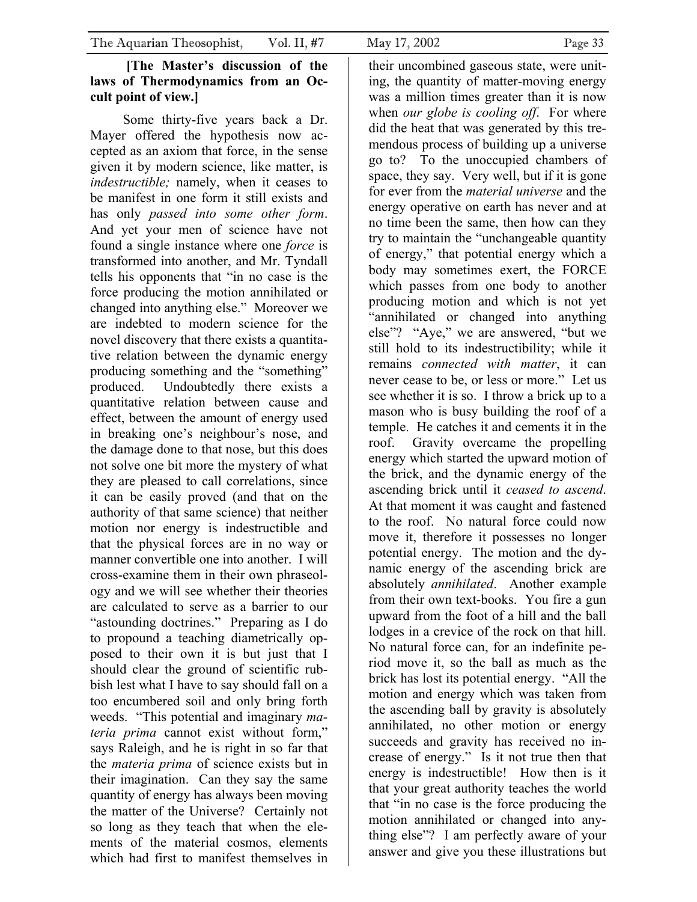**[The Master's discussion of the laws of Thermodynamics from an Occult point of view.]**

Some thirty-five years back a Dr. Mayer offered the hypothesis now accepted as an axiom that force, in the sense given it by modern science, like matter, is *indestructible;* namely, when it ceases to be manifest in one form it still exists and has only *passed into some other form*. And yet your men of science have not found a single instance where one *force* is transformed into another, and Mr. Tyndall tells his opponents that "in no case is the force producing the motion annihilated or changed into anything else." Moreover we are indebted to modern science for the novel discovery that there exists a quantitative relation between the dynamic energy producing something and the "something" produced. Undoubtedly there exists a quantitative relation between cause and effect, between the amount of energy used in breaking one's neighbour's nose, and the damage done to that nose, but this does not solve one bit more the mystery of what they are pleased to call correlations, since it can be easily proved (and that on the authority of that same science) that neither motion nor energy is indestructible and that the physical forces are in no way or manner convertible one into another. I will cross-examine them in their own phraseology and we will see whether their theories are calculated to serve as a barrier to our "astounding doctrines." Preparing as I do to propound a teaching diametrically opposed to their own it is but just that I should clear the ground of scientific rubbish lest what I have to say should fall on a too encumbered soil and only bring forth weeds. "This potential and imaginary *materia prima* cannot exist without form," says Raleigh, and he is right in so far that the *materia prima* of science exists but in their imagination. Can they say the same quantity of energy has always been moving the matter of the Universe? Certainly not so long as they teach that when the elements of the material cosmos, elements which had first to manifest themselves in their uncombined gaseous state, were uniting, the quantity of matter-moving energy was a million times greater than it is now when *our globe is cooling off*. For where did the heat that was generated by this tremendous process of building up a universe go to? To the unoccupied chambers of space, they say. Very well, but if it is gone for ever from the *material universe* and the energy operative on earth has never and at no time been the same, then how can they try to maintain the "unchangeable quantity of energy," that potential energy which a body may sometimes exert, the FORCE which passes from one body to another producing motion and which is not yet "annihilated or changed into anything else"? "Aye," we are answered, "but we still hold to its indestructibility; while it remains *connected with matter*, it can never cease to be, or less or more." Let us see whether it is so. I throw a brick up to a mason who is busy building the roof of a temple. He catches it and cements it in the roof. Gravity overcame the propelling energy which started the upward motion of the brick, and the dynamic energy of the ascending brick until it *ceased to ascend*. At that moment it was caught and fastened to the roof. No natural force could now move it, therefore it possesses no longer potential energy. The motion and the dynamic energy of the ascending brick are absolutely *annihilated*. Another example from their own text-books. You fire a gun upward from the foot of a hill and the ball lodges in a crevice of the rock on that hill. No natural force can, for an indefinite period move it, so the ball as much as the brick has lost its potential energy. "All the motion and energy which was taken from the ascending ball by gravity is absolutely annihilated, no other motion or energy succeeds and gravity has received no increase of energy." Is it not true then that energy is indestructible! How then is it that your great authority teaches the world that "in no case is the force producing the motion annihilated or changed into anything else"? I am perfectly aware of your answer and give you these illustrations but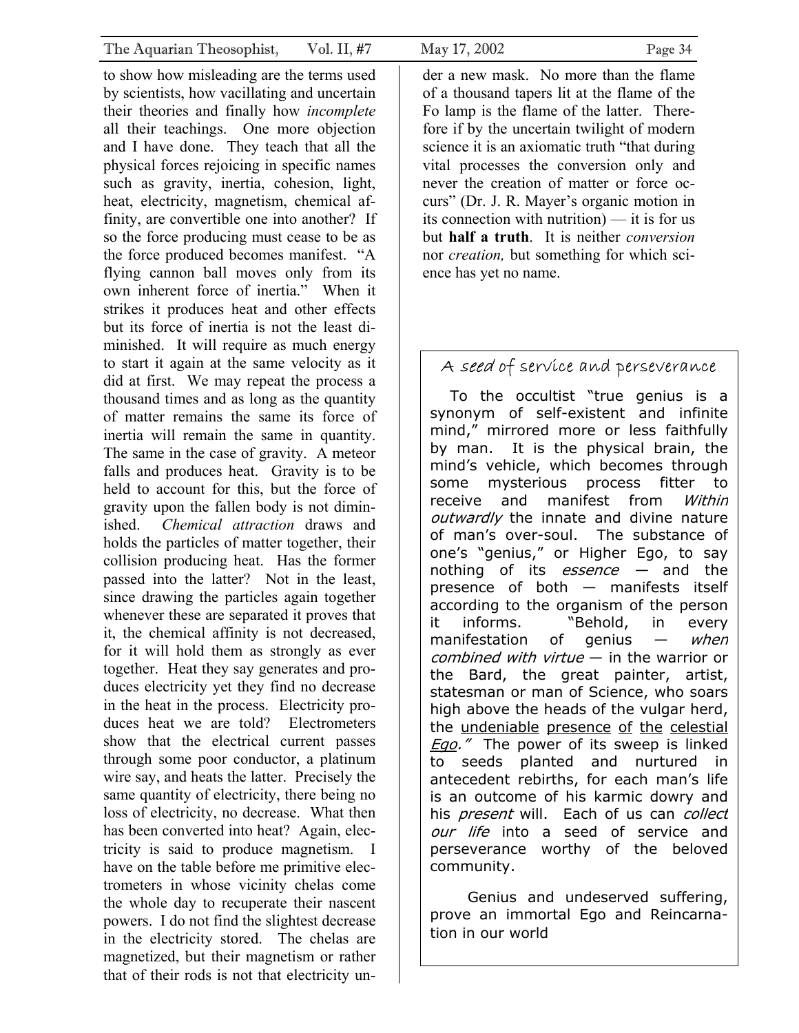to show how misleading are the terms used by scientists, how vacillating and uncertain their theories and finally how *incomplete* all their teachings. One more objection and I have done. They teach that all the physical forces rejoicing in specific names such as gravity, inertia, cohesion, light, heat, electricity, magnetism, chemical affinity, are convertible one into another? If so the force producing must cease to be as the force produced becomes manifest. "A flying cannon ball moves only from its own inherent force of inertia." When it strikes it produces heat and other effects but its force of inertia is not the least diminished. It will require as much energy to start it again at the same velocity as it did at first. We may repeat the process a thousand times and as long as the quantity of matter remains the same its force of inertia will remain the same in quantity. The same in the case of gravity. A meteor falls and produces heat. Gravity is to be held to account for this, but the force of gravity upon the fallen body is not diminished. *Chemical attraction* draws and holds the particles of matter together, their collision producing heat. Has the former passed into the latter? Not in the least, since drawing the particles again together whenever these are separated it proves that it, the chemical affinity is not decreased, for it will hold them as strongly as ever together. Heat they say generates and produces electricity yet they find no decrease in the heat in the process. Electricity produces heat we are told? Electrometers show that the electrical current passes through some poor conductor, a platinum wire say, and heats the latter. Precisely the same quantity of electricity, there being no loss of electricity, no decrease. What then has been converted into heat? Again, electricity is said to produce magnetism. I have on the table before me primitive electrometers in whose vicinity chelas come the whole day to recuperate their nascent powers. I do not find the slightest decrease in the electricity stored. The chelas are magnetized, but their magnetism or rather that of their rods is not that electricity under a new mask. No more than the flame of a thousand tapers lit at the flame of the Fo lamp is the flame of the latter. Therefore if by the uncertain twilight of modern science it is an axiomatic truth "that during vital processes the conversion only and never the creation of matter or force occurs" (Dr. J. R. Mayer's organic motion in its connection with nutrition) — it is for us but **half a truth**. It is neither *conversion* nor *creation,* but something for which science has yet no name.

## A seed of service and perseverance

To the occultist "true genius is a synonym of self-existent and infinite mind," mirrored more or less faithfully by man. It is the physical brain, the mind's vehicle, which becomes through some mysterious process fitter to receive and manifest from *Within outwardly* the innate and divine nature of man's over-soul. The substance of one's "genius," or Higher Ego, to say nothing of its *essence* — and the presence of both — manifests itself according to the organism of the person it informs. "Behold, in every manifestation of genius — *when combined with virtue* — in the warrior or the Bard, the great painter, artist, statesman or man of Science, who soars high above the heads of the vulgar herd, the undeniable presence of the celestial *Ego."* The power of its sweep is linked to seeds planted and nurtured in antecedent rebirths, for each man's life is an outcome of his karmic dowry and his *present* will. Each of us can *collect our life* into a seed of service and perseverance worthy of the beloved community.

Genius and undeserved suffering, prove an immortal Ego and Reincarnation in our world